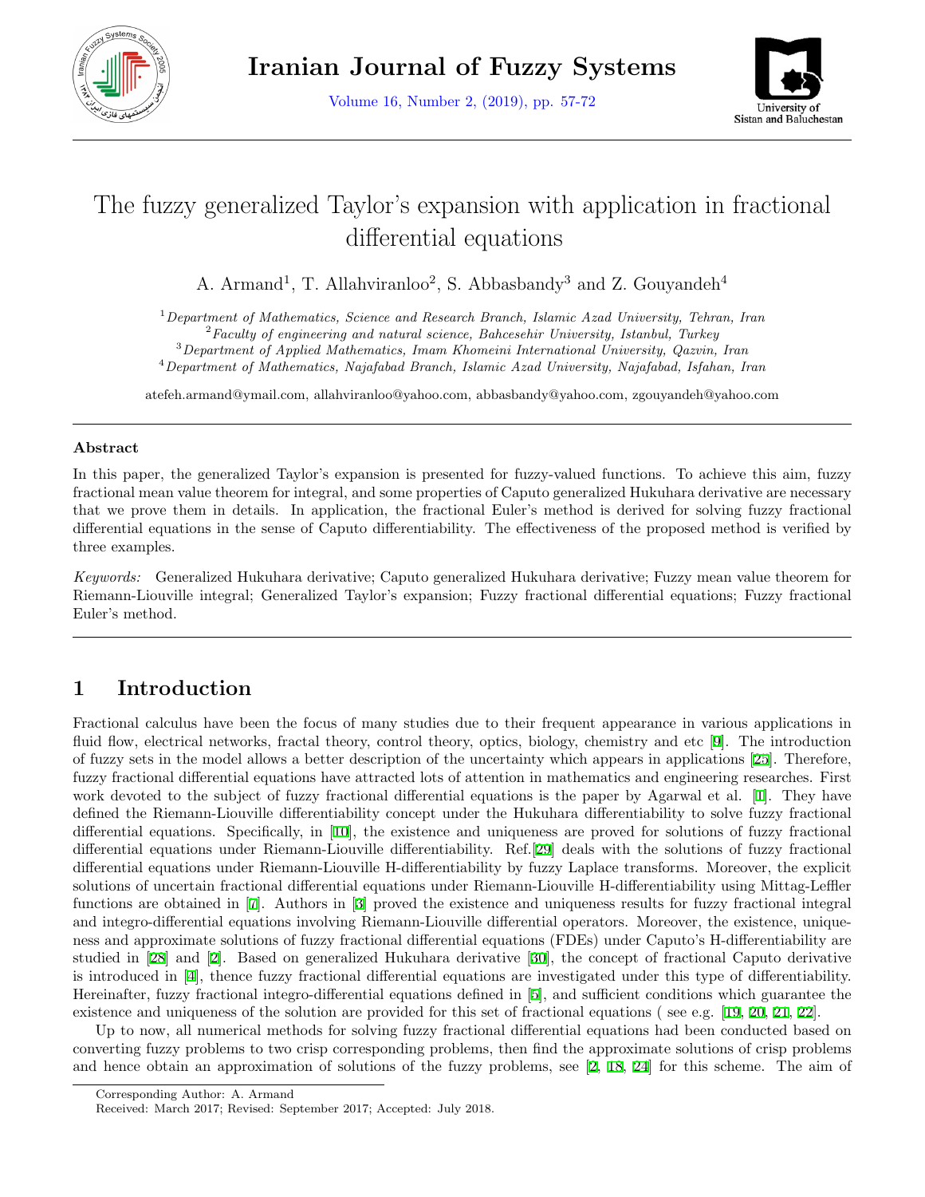# The fuzzy generalized Taylor's expansion with application in fractional differential equations

A. Armand[1], T. Allahviranloo[2], S. Abbasbandy[3] and Z. Gouyandeh[4]

[1]*Department of Mathematics, Science and Research Branch, Islamic Azad University, Tehran, Iran*
[2]*Faculty of engineering and natural science, Bahcesehir University, Istanbul, Turkey*
[3]*Department of Applied Mathematics, Imam Khomeini International University, Qazvin, Iran*
[4]*Department of Mathematics, Najafabad Branch, Islamic Azad University, Najafabad, Isfahan, Iran*

atefeh.armand@ymail.com, allahviranloo@yahoo.com, abbasbandy@yahoo.com, zgouyandeh@yahoo.com

### Abstract

In this paper, the generalized Taylor's expansion is presented for fuzzy-valued functions. To achieve this aim, fuzzy fractional mean value theorem for integral, and some properties of Caputo generalized Hukuhara derivative are necessary that we prove them in details. In application, the fractional Euler's method is derived for solving fuzzy fractional differential equations in the sense of Caputo differentiability. The effectiveness of the proposed method is verified by three examples.

*Keywords:* Generalized Hukuhara derivative; Caputo generalized Hukuhara derivative; Fuzzy mean value theorem for Riemann-Liouville integral; Generalized Taylor's expansion; Fuzzy fractional differential equations; Fuzzy fractional Euler's method.

## 1 Introduction

Fractional calculus have been the focus of many studies due to their frequent appearance in various applications in fluid flow, electrical networks, fractal theory, control theory, optics, biology, chemistry and etc [9]. The introduction of fuzzy sets in the model allows a better description of the uncertainty which appears in applications [25]. Therefore, fuzzy fractional differential equations have attracted lots of attention in mathematics and engineering researches. First work devoted to the subject of fuzzy fractional differential equations is the paper by Agarwal et al. [1]. They have defined the Riemann-Liouville differentiability concept under the Hukuhara differentiability to solve fuzzy fractional differential equations. Specifically, in [10], the existence and uniqueness are proved for solutions of fuzzy fractional differential equations under Riemann-Liouville differentiability. Ref.[29] deals with the solutions of fuzzy fractional differential equations under Riemann-Liouville H-differentiability by fuzzy Laplace transforms. Moreover, the explicit solutions of uncertain fractional differential equations under Riemann-Liouville H-differentiability using Mittag-Leffler functions are obtained in [7]. Authors in [3] proved the existence and uniqueness results for fuzzy fractional integral and integro-differential equations involving Riemann-Liouville differential operators. Moreover, the existence, uniqueness and approximate solutions of fuzzy fractional differential equations (FDEs) under Caputo's H-differentiability are studied in [28] and [2]. Based on generalized Hukuhara derivative [30], the concept of fractional Caputo derivative is introduced in [4], thence fuzzy fractional differential equations are investigated under this type of differentiability. Hereinafter, fuzzy fractional integro-differential equations defined in [5], and sufficient conditions which guarantee the existence and uniqueness of the solution are provided for this set of fractional equations ( see e.g. [19, 20, 21, 22].

Up to now, all numerical methods for solving fuzzy fractional differential equations had been conducted based on converting fuzzy problems to two crisp corresponding problems, then find the approximate solutions of crisp problems and hence obtain an approximation of solutions of the fuzzy problems, see [2, 18, 24] for this scheme. The aim of

Corresponding Author: A. Armand
Received: March 2017; Revised: September 2017; Accepted: July 2018.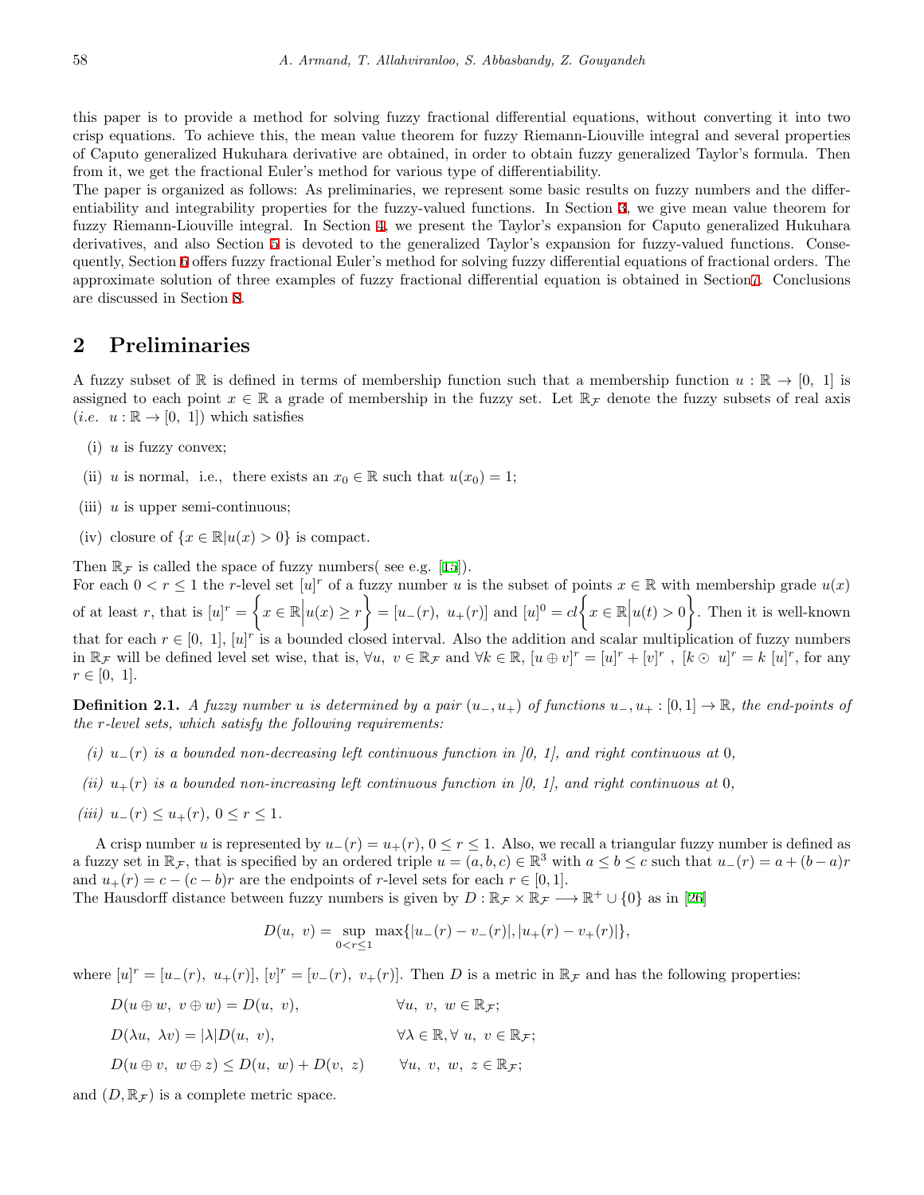this paper is to provide a method for solving fuzzy fractional differential equations, without converting it into two crisp equations. To achieve this, the mean value theorem for fuzzy Riemann-Liouville integral and several properties of Caputo generalized Hukuhara derivative are obtained, in order to obtain fuzzy generalized Taylor's formula. Then from it, we get the fractional Euler's method for various type of differentiability.

The paper is organized as follows: As preliminaries, we represent some basic results on fuzzy numbers and the differentiability and integrability properties for the fuzzy-valued functions. In Section 3, we give mean value theorem for fuzzy Riemann-Liouville integral. In Section 4, we present the Taylor's expansion for Caputo generalized Hukuhara derivatives, and also Section 5 is devoted to the generalized Taylor's expansion for fuzzy-valued functions. Consequently, Section 6 offers fuzzy fractional Euler's method for solving fuzzy differential equations of fractional orders. The approximate solution of three examples of fuzzy fractional differential equation is obtained in Section7. Conclusions are discussed in Section 8.

## 2 Preliminaries

A fuzzy subset of $\mathbb{R}$ is defined in terms of membership function such that a membership function $u : \mathbb{R} \to [0,\ 1]$ is assigned to each point $x \in \mathbb{R}$ a grade of membership in the fuzzy set. Let $\mathbb{R}_{\mathcal{F}}$ denote the fuzzy subsets of real axis (*i.e.* $u : \mathbb{R} \to [0,\ 1]$) which satisfies

(i) $u$ is fuzzy convex;

(ii) $u$ is normal, i.e., there exists an $x_0 \in \mathbb{R}$ such that $u(x_0) = 1$;

(iii) $u$ is upper semi-continuous;

(iv) closure of $\{x \in \mathbb{R} | u(x) > 0\}$ is compact.

Then $\mathbb{R}_{\mathcal{F}}$ is called the space of fuzzy numbers( see e.g. [15]).

For each $0 < r \leq 1$ the $r$-level set $[u]^r$ of a fuzzy number $u$ is the subset of points $x \in \mathbb{R}$ with membership grade $u(x)$ of at least $r$, that is $[u]^r = \left\{x \in \mathbb{R}\Big|u(x) \geq r\right\} = [u_-(r),\ u_+(r)]$ and $[u]^0 = cl\left\{x \in \mathbb{R}\Big|u(t) > 0\right\}$. Then it is well-known that for each $r \in [0,\ 1]$, $[u]^r$ is a bounded closed interval. Also the addition and scalar multiplication of fuzzy numbers in $\mathbb{R}_{\mathcal{F}}$ will be defined level set wise, that is, $\forall u,\ v \in \mathbb{R}_{\mathcal{F}}$ and $\forall k \in \mathbb{R}$, $[u \oplus v]^r = [u]^r + [v]^r$ , $[k \odot\ u]^r = k\ [u]^r$, for any $r \in [0,\ 1]$.

**Definition 2.1.** *A fuzzy number $u$ is determined by a pair $(u_-, u_+)$ of functions $u_-, u_+ : [0, 1] \to \mathbb{R}$, the end-points of the $r$-level sets, which satisfy the following requirements:*

*(i) $u_-(r)$ is a bounded non-decreasing left continuous function in ]0, 1], and right continuous at 0,*

*(ii) $u_+(r)$ is a bounded non-increasing left continuous function in ]0, 1], and right continuous at 0,*

*(iii) $u_-(r) \leq u_+(r)$, $0 \leq r \leq 1$.*

A crisp number $u$ is represented by $u_-(r) = u_+(r)$, $0 \leq r \leq 1$. Also, we recall a triangular fuzzy number is defined as a fuzzy set in $\mathbb{R}_{\mathcal{F}}$, that is specified by an ordered triple $u = (a, b, c) \in \mathbb{R}^3$ with $a \leq b \leq c$ such that $u_-(r) = a + (b - a)r$ and $u_+(r) = c - (c - b)r$ are the endpoints of $r$-level sets for each $r \in [0, 1]$.

The Hausdorff distance between fuzzy numbers is given by $D : \mathbb{R}_{\mathcal{F}} \times \mathbb{R}_{\mathcal{F}} \longrightarrow \mathbb{R}^+ \cup \{0\}$ as in [26]

$$D(u,\ v) = \sup_{0<r\leq 1} \max\{|u_-(r) - v_-(r)|, |u_+(r) - v_+(r)|\},$$

where $[u]^r = [u_-(r),\ u_+(r)]$, $[v]^r = [v_-(r),\ v_+(r)]$. Then $D$ is a metric in $\mathbb{R}_{\mathcal{F}}$ and has the following properties:

$$D(u \oplus w,\ v \oplus w) = D(u,\ v), \qquad \forall u,\ v,\ w \in \mathbb{R}_{\mathcal{F}};$$

$$D(\lambda u,\ \lambda v) = |\lambda| D(u,\ v), \qquad \forall \lambda \in \mathbb{R}, \forall\ u,\ v \in \mathbb{R}_{\mathcal{F}};$$

$$D(u \oplus v,\ w \oplus z) \leq D(u,\ w) + D(v,\ z) \qquad \forall u,\ v,\ w,\ z \in \mathbb{R}_{\mathcal{F}};$$

and $(D, \mathbb{R}_{\mathcal{F}})$ is a complete metric space.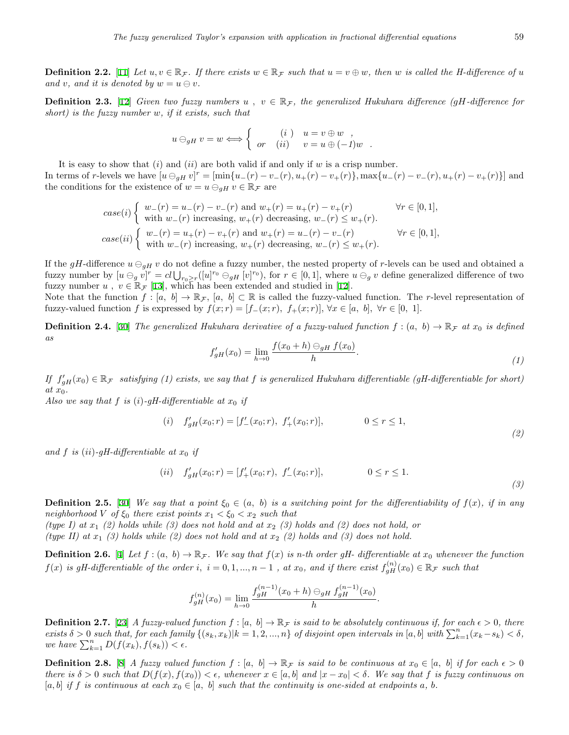**Definition 2.2.** [11] *Let $u, v \in \mathbb{R}_{\mathcal{F}}$. If there exists $w \in \mathbb{R}_{\mathcal{F}}$ such that $u = v \oplus w$, then $w$ is called the H-difference of $u$ and $v$, and it is denoted by $w = u \ominus v$.*

**Definition 2.3.** [12] *Given two fuzzy numbers $u$ , $v \in \mathbb{R}_{\mathcal{F}}$, the generalized Hukuhara difference (gH-difference for short) is the fuzzy number $w$, if it exists, such that*

$$u \ominus_{gH} v = w \Longleftrightarrow \begin{cases} \quad (i\ ) \quad u = v \oplus w \ , \\ or \quad (ii) \quad v = u \oplus (-1)w \ . \end{cases}$$

It is easy to show that $(i)$ and $(ii)$ are both valid if and only if $w$ is a crisp number.
In terms of $r$-levels we have $[u \ominus_{gH} v]^r = [\min\{u_-(r) - v_-(r), u_+(r) - v_+(r)\}, \max\{u_-(r) - v_-(r), u_+(r) - v_+(r)\}]$ and the conditions for the existence of $w = u \ominus_{gH} v \in \mathbb{R}_{\mathcal{F}}$ are

$$case(i) \begin{cases} w_-(r) = u_-(r) - v_-(r) \text{ and } w_+(r) = u_+(r) - v_+(r) & \forall r \in [0,1], \\ \text{with } w_-(r) \text{ increasing, } w_+(r) \text{ decreasing, } w_-(r) \leq w_+(r). \end{cases}$$

$$case(ii) \begin{cases} w_-(r) = u_+(r) - v_+(r) \text{ and } w_+(r) = u_-(r) - v_-(r) & \forall r \in [0,1], \\ \text{with } w_-(r) \text{ increasing, } w_+(r) \text{ decreasing, } w_-(r) \leq w_+(r). \end{cases}$$

If the $gH$-difference $u \ominus_{gH} v$ do not define a fuzzy number, the nested property of $r$-levels can be used and obtained a fuzzy number by $[u \ominus_g v]^r = cl \bigcup_{r_0 \geq r} ([u]^{r_0} \ominus_{gH} [v]^{r_0})$, for $r \in [0,1]$, where $u \ominus_g v$ define generalized difference of two fuzzy number $u$ , $v \in \mathbb{R}_{\mathcal{F}}$ [13], which has been extended and studied in [12].
Note that the function $f : [a,\ b] \to \mathbb{R}_{\mathcal{F}}$, $[a,\ b] \subset \mathbb{R}$ is called the fuzzy-valued function. The $r$-level representation of fuzzy-valued function $f$ is expressed by $f(x;r) = [f_-(x;r),\ f_+(x;r)]$, $\forall x \in [a,\ b]$, $\forall r \in [0,\ 1]$.

**Definition 2.4.** [30] *The generalized Hukuhara derivative of a fuzzy-valued function $f : (a,\ b) \to \mathbb{R}_{\mathcal{F}}$ at $x_0$ is defined as*

$$f'_{gH}(x_0) = \lim_{h \to 0} \frac{f(x_0 + h) \ominus_{gH} f(x_0)}{h}. \tag{1}$$

*If $f'_{gH}(x_0) \in \mathbb{R}_{\mathcal{F}}$ satisfying (1) exists, we say that $f$ is generalized Hukuhara differentiable (gH-differentiable for short) at $x_0$.*
*Also we say that $f$ is (i)-gH-differentiable at $x_0$ if*

$$(i) \quad f'_{gH}(x_0;r) = [f'_-(x_0;r),\ f'_+(x_0;r)], \qquad 0 \leq r \leq 1, \tag{2}$$

*and $f$ is (ii)-gH-differentiable at $x_0$ if*

$$(ii) \quad f'_{gH}(x_0;r) = [f'_+(x_0;r),\ f'_-(x_0;r)], \qquad 0 \leq r \leq 1. \tag{3}$$

**Definition 2.5.** [30] *We say that a point $\xi_0 \in (a,\ b)$ is a switching point for the differentiability of $f(x)$, if in any neighborhood $V$ of $\xi_0$ there exist points $x_1 < \xi_0 < x_2$ such that*
*(type I) at $x_1$ (2) holds while (3) does not hold and at $x_2$ (3) holds and (2) does not hold, or*
*(type II) at $x_1$ (3) holds while (2) does not hold and at $x_2$ (2) holds and (3) does not hold.*

**Definition 2.6.** [4] *Let $f : (a,\ b) \to \mathbb{R}_{\mathcal{F}}$. We say that $f(x)$ is n-th order gH- differentiable at $x_0$ whenever the function $f(x)$ is gH-differentiable of the order $i$, $i = 0, 1, ..., n-1$ , at $x_0$, and if there exist $f^{(n)}_{gH}(x_0) \in \mathbb{R}_{\mathcal{F}}$ such that*

$$f^{(n)}_{gH}(x_0) = \lim_{h \to 0} \frac{f^{(n-1)}_{gH}(x_0 + h) \ominus_{gH} f^{(n-1)}_{gH}(x_0)}{h}.$$

**Definition 2.7.** [23] *A fuzzy-valued function $f : [a,\ b] \to \mathbb{R}_{\mathcal{F}}$ is said to be absolutely continuous if, for each $\epsilon > 0$, there exists $\delta > 0$ such that, for each family $\{(s_k, x_k) | k = 1, 2, ..., n\}$ of disjoint open intervals in $[a, b]$ with $\sum_{k=1}^{n} (x_k - s_k) < \delta$, we have $\sum_{k=1}^{n} D(f(x_k), f(s_k)) < \epsilon$.*

**Definition 2.8.** [8] *A fuzzy valued function $f : [a,\ b] \to \mathbb{R}_{\mathcal{F}}$ is said to be continuous at $x_0 \in [a,\ b]$ if for each $\epsilon > 0$ there is $\delta > 0$ such that $D(f(x), f(x_0)) < \epsilon$, whenever $x \in [a, b]$ and $|x - x_0| < \delta$. We say that $f$ is fuzzy continuous on $[a, b]$ if $f$ is continuous at each $x_0 \in [a,\ b]$ such that the continuity is one-sided at endpoints $a$, $b$.*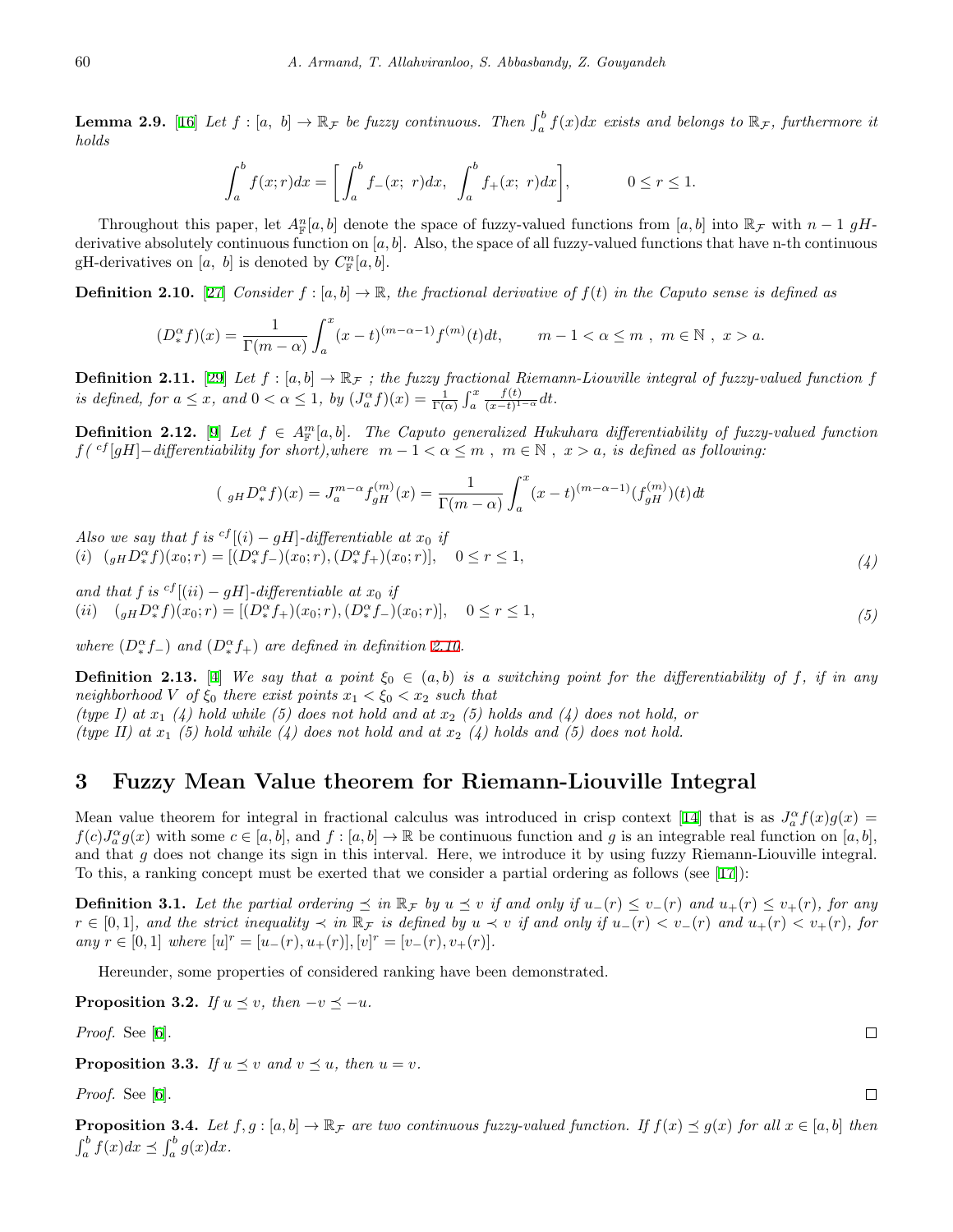**Lemma 2.9.** [16] *Let $f : [a,\ b] \to \mathbb{R}_{\mathcal{F}}$ be fuzzy continuous. Then $\int_a^b f(x)dx$ exists and belongs to $\mathbb{R}_{\mathcal{F}}$, furthermore it holds*

$$\int_a^b f(x;r)dx = \left[ \int_a^b f_-(x;\ r)dx,\ \int_a^b f_+(x;\ r)dx \right], \qquad 0 \le r \le 1.$$

Throughout this paper, let $A^n_{\mathbb{F}}[a,b]$ denote the space of fuzzy-valued functions from $[a,b]$ into $\mathbb{R}_{\mathcal{F}}$ with $n-1$ $gH$-derivative absolutely continuous function on $[a,b]$. Also, the space of all fuzzy-valued functions that have n-th continuous gH-derivatives on $[a,\ b]$ is denoted by $C^n_{\mathbb{F}}[a,b]$.

**Definition 2.10.** [27] *Consider $f : [a,b] \to \mathbb{R}$, the fractional derivative of $f(t)$ in the Caputo sense is defined as*

$$(D^\alpha_* f)(x) = \frac{1}{\Gamma(m-\alpha)} \int_a^x (x-t)^{(m-\alpha-1)} f^{(m)}(t)dt, \qquad m-1 < \alpha \le m\ ,\ m \in \mathbb{N}\ ,\ x > a.$$

**Definition 2.11.** [29] *Let $f : [a,b] \to \mathbb{R}_{\mathcal{F}}$ ; the fuzzy fractional Riemann-Liouville integral of fuzzy-valued function $f$ is defined, for $a \le x$, and $0 < \alpha \le 1$, by $(J^\alpha_a f)(x) = \frac{1}{\Gamma(\alpha)} \int_a^x \frac{f(t)}{(x-t)^{1-\alpha}}dt$.*

**Definition 2.12.** [9] *Let $f \in A^m_{\mathbb{F}}[a,b]$. The Caputo generalized Hukuhara differentiability of fuzzy-valued function $f$( ${}^{cf}[gH]-$differentiability for short),where $m-1 < \alpha \le m$ , $m \in \mathbb{N}$ , $x > a$, is defined as following:*

$$({}_{gH}D^\alpha_* f)(x) = J^{m-\alpha}_a f^{(m)}_{gH}(x) = \frac{1}{\Gamma(m-\alpha)} \int_a^x (x-t)^{(m-\alpha-1)} (f^{(m)}_{gH})(t)dt$$

*Also we say that $f$ is ${}^{cf}[(i)-gH]$-differentiable at $x_0$ if*
*(i)* $\quad ({}_{gH}D^\alpha_* f)(x_0;r) = [(D^\alpha_* f_-)(x_0;r), (D^\alpha_* f_+)(x_0;r)], \quad 0 \le r \le 1,$ *(4)*

*and that $f$ is ${}^{cf}[(ii)-gH]$-differentiable at $x_0$ if*
*(ii)* $\quad ({}_{gH}D^\alpha_* f)(x_0;r) = [(D^\alpha_* f_+)(x_0;r), (D^\alpha_* f_-)(x_0;r)], \quad 0 \le r \le 1,$ *(5)*

*where $(D^\alpha_* f_-)$ and $(D^\alpha_* f_+)$ are defined in definition 2.10.*

**Definition 2.13.** [4] *We say that a point $\xi_0 \in (a,b)$ is a switching point for the differentiability of $f$, if in any neighborhood $V$ of $\xi_0$ there exist points $x_1 < \xi_0 < x_2$ such that*
*(type I) at $x_1$ (4) hold while (5) does not hold and at $x_2$ (5) holds and (4) does not hold, or*
*(type II) at $x_1$ (5) hold while (4) does not hold and at $x_2$ (4) holds and (5) does not hold.*

# 3 Fuzzy Mean Value theorem for Riemann-Liouville Integral

Mean value theorem for integral in fractional calculus was introduced in crisp context [14] that is as $J^\alpha_a f(x)g(x) = f(c)J^\alpha_a g(x)$ with some $c \in [a,b]$, and $f : [a,b] \to \mathbb{R}$ be continuous function and $g$ is an integrable real function on $[a,b]$, and that $g$ does not change its sign in this interval. Here, we introduce it by using fuzzy Riemann-Liouville integral. To this, a ranking concept must be exerted that we consider a partial ordering as follows (see [17]):

**Definition 3.1.** *Let the partial ordering $\preceq$ in $\mathbb{R}_{\mathcal{F}}$ by $u \preceq v$ if and only if $u_-(r) \le v_-(r)$ and $u_+(r) \le v_+(r)$, for any $r \in [0,1]$, and the strict inequality $\prec$ in $\mathbb{R}_{\mathcal{F}}$ is defined by $u \prec v$ if and only if $u_-(r) < v_-(r)$ and $u_+(r) < v_+(r)$, for any $r \in [0,1]$ where $[u]^r = [u_-(r), u_+(r)], [v]^r = [v_-(r), v_+(r)]$.*

Hereunder, some properties of considered ranking have been demonstrated.

**Proposition 3.2.** *If $u \preceq v$, then $-v \preceq -u$.*

*Proof.* See [6]. ☐

**Proposition 3.3.** *If $u \preceq v$ and $v \preceq u$, then $u = v$.*

*Proof.* See [6]. ☐

**Proposition 3.4.** *Let $f, g : [a,b] \to \mathbb{R}_{\mathcal{F}}$ are two continuous fuzzy-valued function. If $f(x) \preceq g(x)$ for all $x \in [a,b]$ then $\int_a^b f(x)dx \preceq \int_a^b g(x)dx$.*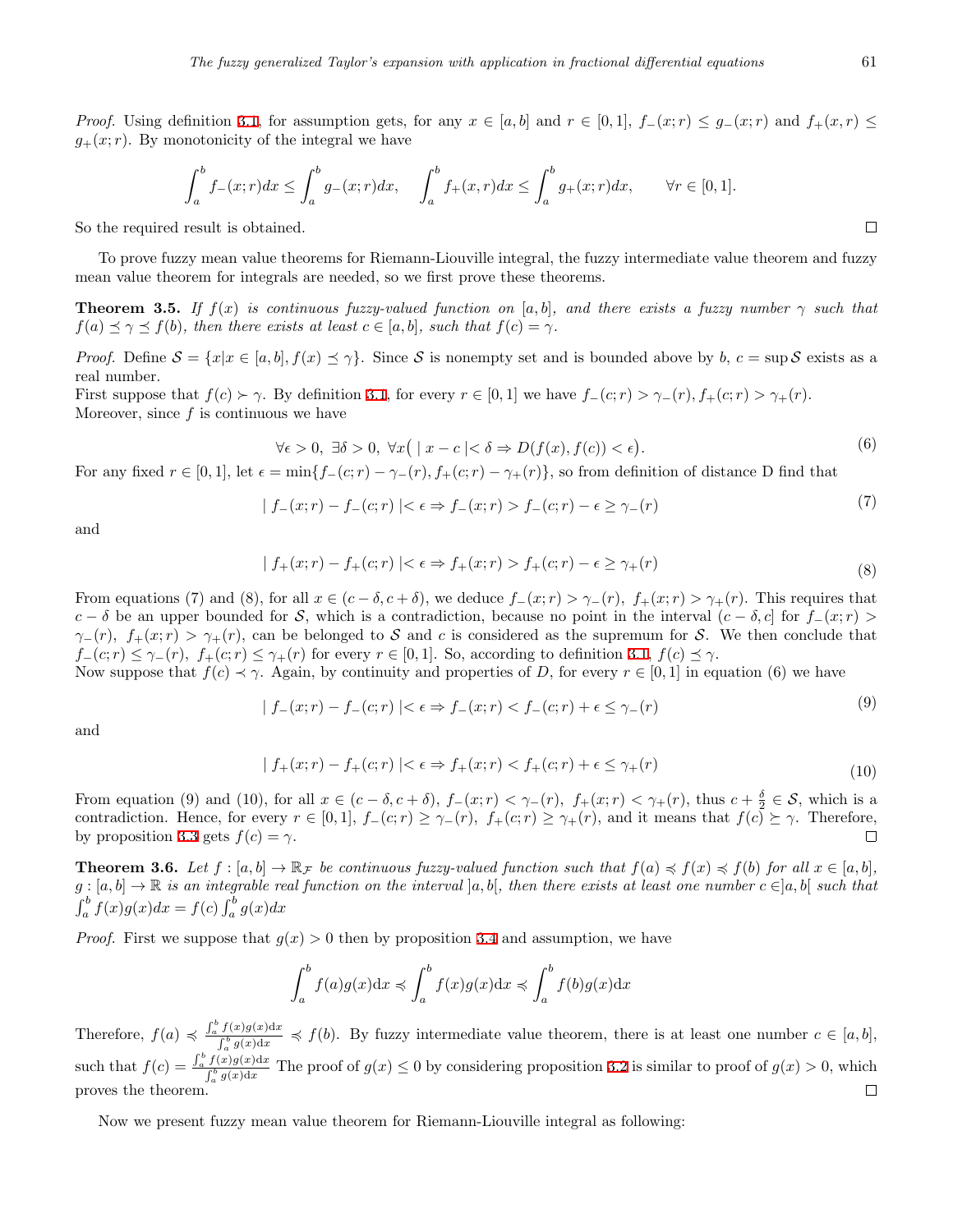*Proof.* Using definition 3.1, for assumption gets, for any $x \in [a,b]$ and $r \in [0,1]$, $f_-(x;r) \le g_-(x;r)$ and $f_+(x,r) \le g_+(x;r)$. By monotonicity of the integral we have

$$\int_a^b f_-(x;r)dx \le \int_a^b g_-(x;r)dx, \quad \int_a^b f_+(x,r)dx \le \int_a^b g_+(x;r)dx, \qquad \forall r \in [0,1].$$

So the required result is obtained. □

To prove fuzzy mean value theorems for Riemann-Liouville integral, the fuzzy intermediate value theorem and fuzzy mean value theorem for integrals are needed, so we first prove these theorems.

**Theorem 3.5.** *If $f(x)$ is continuous fuzzy-valued function on $[a,b]$, and there exists a fuzzy number $\gamma$ such that $f(a) \preceq \gamma \preceq f(b)$, then there exists at least $c \in [a,b]$, such that $f(c) = \gamma$.*

*Proof.* Define $\mathcal{S} = \{x | x \in [a,b], f(x) \preceq \gamma\}$. Since $\mathcal{S}$ is nonempty set and is bounded above by $b$, $c = \sup \mathcal{S}$ exists as a real number.
First suppose that $f(c) \succ \gamma$. By definition 3.1, for every $r \in [0,1]$ we have $f_-(c;r) > \gamma_-(r), f_+(c;r) > \gamma_+(r)$. Moreover, since $f$ is continuous we have

$$\forall \epsilon > 0,\ \exists \delta > 0,\ \forall x\big(\mid x - c \mid < \delta \Rightarrow D(f(x), f(c)) < \epsilon\big). \tag{6}$$

For any fixed $r \in [0,1]$, let $\epsilon = \min\{f_-(c;r) - \gamma_-(r), f_+(c;r) - \gamma_+(r)\}$, so from definition of distance D find that

$$\mid f_-(x;r) - f_-(c;r) \mid < \epsilon \Rightarrow f_-(x;r) > f_-(c;r) - \epsilon \ge \gamma_-(r) \tag{7}$$

and

$$\mid f_+(x;r) - f_+(c;r) \mid < \epsilon \Rightarrow f_+(x;r) > f_+(c;r) - \epsilon \ge \gamma_+(r) \tag{8}$$

From equations (7) and (8), for all $x \in (c-\delta, c+\delta)$, we deduce $f_-(x;r) > \gamma_-(r),\ f_+(x;r) > \gamma_+(r)$. This requires that $c - \delta$ be an upper bounded for $\mathcal{S}$, which is a contradiction, because no point in the interval $(c-\delta, c]$ for $f_-(x;r) > \gamma_-(r),\ f_+(x;r) > \gamma_+(r)$, can be belonged to $\mathcal{S}$ and $c$ is considered as the supremum for $\mathcal{S}$. We then conclude that $f_-(c;r) \le \gamma_-(r),\ f_+(c;r) \le \gamma_+(r)$ for every $r \in [0,1]$. So, according to definition 3.1, $f(c) \preceq \gamma$.
Now suppose that $f(c) \prec \gamma$. Again, by continuity and properties of $D$, for every $r \in [0,1]$ in equation (6) we have

$$\mid f_-(x;r) - f_-(c;r) \mid < \epsilon \Rightarrow f_-(x;r) < f_-(c;r) + \epsilon \le \gamma_-(r) \tag{9}$$

and

$$\mid f_+(x;r) - f_+(c;r) \mid < \epsilon \Rightarrow f_+(x;r) < f_+(c;r) + \epsilon \le \gamma_+(r) \tag{10}$$

From equation (9) and (10), for all $x \in (c-\delta, c+\delta)$, $f_-(x;r) < \gamma_-(r),\ f_+(x;r) < \gamma_+(r)$, thus $c + \frac{\delta}{2} \in \mathcal{S}$, which is a contradiction. Hence, for every $r \in [0,1]$, $f_-(c;r) \ge \gamma_-(r),\ f_+(c;r) \ge \gamma_+(r)$, and it means that $f(c) \succeq \gamma$. Therefore, by proposition 3.3 gets $f(c) = \gamma$. □

**Theorem 3.6.** *Let $f : [a,b] \to \mathbb{R}_\mathcal{F}$ be continuous fuzzy-valued function such that $f(a) \preccurlyeq f(x) \preccurlyeq f(b)$ for all $x \in [a,b]$, $g : [a,b] \to \mathbb{R}$ is an integrable real function on the interval $]a,b[$, then there exists at least one number $c \in ]a,b[$ such that $\int_a^b f(x)g(x)dx = f(c)\int_a^b g(x)dx$*

*Proof.* First we suppose that $g(x) > 0$ then by proposition 3.4 and assumption, we have

$$\int_a^b f(a)g(x)\mathrm{d}x \preccurlyeq \int_a^b f(x)g(x)\mathrm{d}x \preccurlyeq \int_a^b f(b)g(x)\mathrm{d}x$$

Therefore, $f(a) \preccurlyeq \frac{\int_a^b f(x)g(x)\mathrm{d}x}{\int_a^b g(x)\mathrm{d}x} \preccurlyeq f(b)$. By fuzzy intermediate value theorem, there is at least one number $c \in [a,b]$, such that $f(c) = \frac{\int_a^b f(x)g(x)\mathrm{d}x}{\int_a^b g(x)\mathrm{d}x}$ The proof of $g(x) \le 0$ by considering proposition 3.2 is similar to proof of $g(x) > 0$, which proves the theorem. □

Now we present fuzzy mean value theorem for Riemann-Liouville integral as following: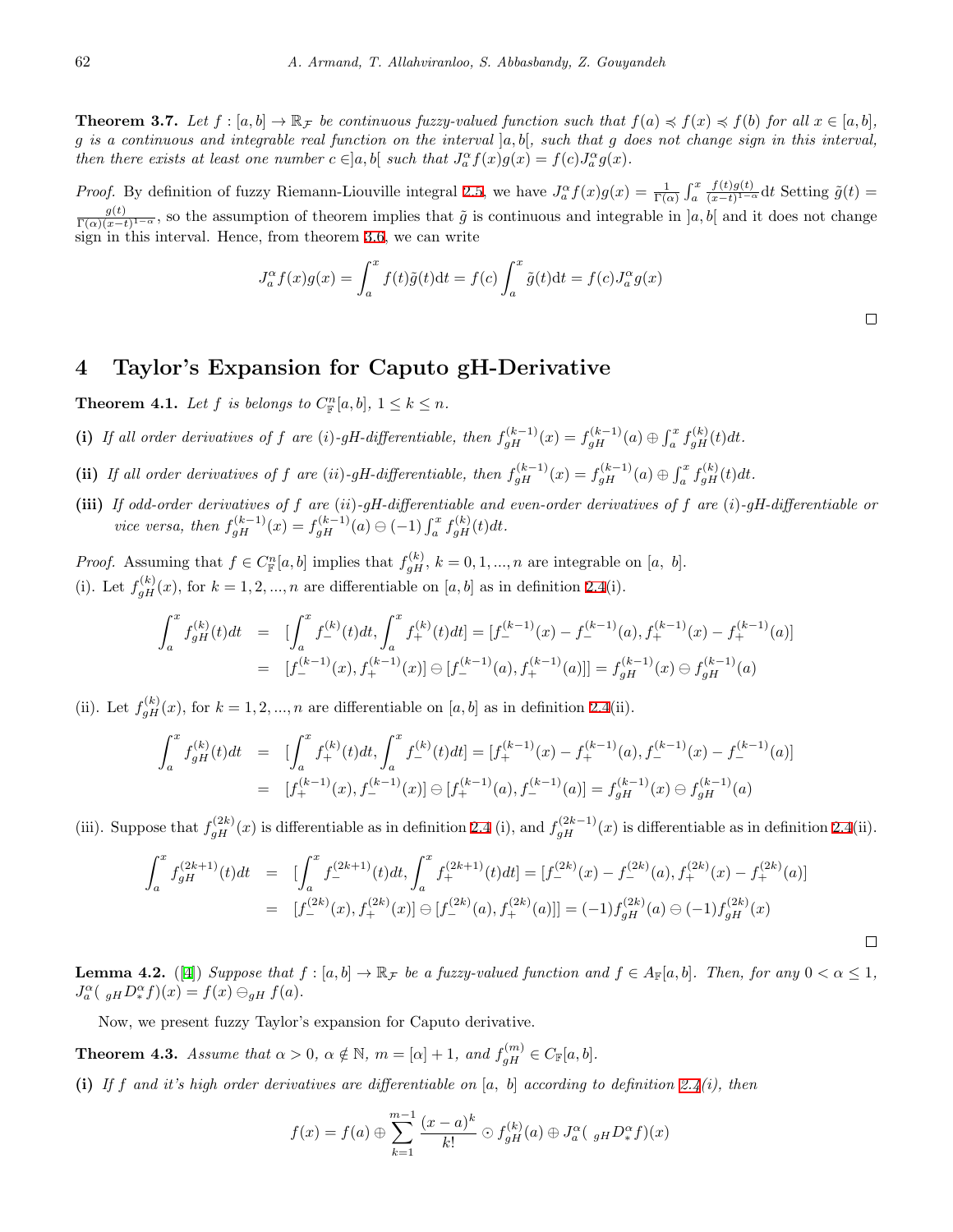**Theorem 3.7.** *Let $f : [a, b] \to \mathbb{R}_{\mathcal{F}}$ be continuous fuzzy-valued function such that $f(a) \preccurlyeq f(x) \preccurlyeq f(b)$ for all $x \in [a, b]$, $g$ is a continuous and integrable real function on the interval $]a, b[$, such that $g$ does not change sign in this interval, then there exists at least one number $c \in ]a, b[$ such that $J_a^\alpha f(x)g(x) = f(c)J_a^\alpha g(x)$.*

*Proof.* By definition of fuzzy Riemann-Liouville integral 2.5, we have $J_a^\alpha f(x)g(x) = \frac{1}{\Gamma(\alpha)}\int_a^x \frac{f(t)g(t)}{(x-t)^{1-\alpha}}\mathrm{d}t$ Setting $\tilde{g}(t) = \frac{g(t)}{\Gamma(\alpha)(x-t)^{1-\alpha}}$, so the assumption of theorem implies that $\tilde{g}$ is continuous and integrable in $]a, b[$ and it does not change sign in this interval. Hence, from theorem 3.6, we can write

$$J_a^\alpha f(x)g(x) = \int_a^x f(t)\tilde{g}(t)\mathrm{d}t = f(c)\int_a^x \tilde{g}(t)\mathrm{d}t = f(c)J_a^\alpha g(x)$$

□

# 4 Taylor's Expansion for Caputo gH-Derivative

**Theorem 4.1.** *Let $f$ is belongs to $C^n_{\mathbb{F}}[a, b]$, $1 \le k \le n$.*

**(i)** *If all order derivatives of $f$ are (i)-gH-differentiable, then $f_{gH}^{(k-1)}(x) = f_{gH}^{(k-1)}(a) \oplus \int_a^x f_{gH}^{(k)}(t)dt$.*

**(ii)** *If all order derivatives of $f$ are (ii)-gH-differentiable, then $f_{gH}^{(k-1)}(x) = f_{gH}^{(k-1)}(a) \oplus \int_a^x f_{gH}^{(k)}(t)dt$.*

**(iii)** *If odd-order derivatives of $f$ are (ii)-gH-differentiable and even-order derivatives of $f$ are (i)-gH-differentiable or vice versa, then $f_{gH}^{(k-1)}(x) = f_{gH}^{(k-1)}(a) \ominus (-1)\int_a^x f_{gH}^{(k)}(t)dt$.*

*Proof.* Assuming that $f \in C^n_{\mathbb{F}}[a, b]$ implies that $f_{gH}^{(k)}$, $k = 0, 1, ..., n$ are integrable on $[a, b]$.

(i). Let $f_{gH}^{(k)}(x)$, for $k = 1, 2, ..., n$ are differentiable on $[a, b]$ as in definition 2.4(i).

$$\begin{aligned}
\int_a^x f_{gH}^{(k)}(t)dt &= [\int_a^x f_-^{(k)}(t)dt, \int_a^x f_+^{(k)}(t)dt] = [f_-^{(k-1)}(x) - f_-^{(k-1)}(a), f_+^{(k-1)}(x) - f_+^{(k-1)}(a)] \\
&= [f_-^{(k-1)}(x), f_+^{(k-1)}(x)] \ominus [f_-^{(k-1)}(a), f_+^{(k-1)}(a)]] = f_{gH}^{(k-1)}(x) \ominus f_{gH}^{(k-1)}(a)
\end{aligned}$$

(ii). Let $f_{gH}^{(k)}(x)$, for $k = 1, 2, ..., n$ are differentiable on $[a, b]$ as in definition 2.4(ii).

$$\begin{aligned}
\int_a^x f_{gH}^{(k)}(t)dt &= [\int_a^x f_+^{(k)}(t)dt, \int_a^x f_-^{(k)}(t)dt] = [f_+^{(k-1)}(x) - f_+^{(k-1)}(a), f_-^{(k-1)}(x) - f_-^{(k-1)}(a)] \\
&= [f_+^{(k-1)}(x), f_-^{(k-1)}(x)] \ominus [f_+^{(k-1)}(a), f_-^{(k-1)}(a)] = f_{gH}^{(k-1)}(x) \ominus f_{gH}^{(k-1)}(a)
\end{aligned}$$

(iii). Suppose that $f_{gH}^{(2k)}(x)$ is differentiable as in definition 2.4 (i), and $f_{gH}^{(2k-1)}(x)$ is differentiable as in definition 2.4(ii).

$$\begin{aligned}
\int_a^x f_{gH}^{(2k+1)}(t)dt &= [\int_a^x f_-^{(2k+1)}(t)dt, \int_a^x f_+^{(2k+1)}(t)dt] = [f_-^{(2k)}(x) - f_-^{(2k)}(a), f_+^{(2k)}(x) - f_+^{(2k)}(a)] \\
&= [f_-^{(2k)}(x), f_+^{(2k)}(x)] \ominus [f_-^{(2k)}(a), f_+^{(2k)}(a)]] = (-1)f_{gH}^{(2k)}(a) \ominus (-1)f_{gH}^{(2k)}(x)
\end{aligned}$$

□

**Lemma 4.2.** ([4]) *Suppose that $f : [a, b] \to \mathbb{R}_{\mathcal{F}}$ be a fuzzy-valued function and $f \in A_{\mathbb{F}}[a, b]$. Then, for any $0 < \alpha \le 1$, $J_a^\alpha({}_{gH}D_*^\alpha f)(x) = f(x) \ominus_{gH} f(a)$.*

Now, we present fuzzy Taylor's expansion for Caputo derivative.

**Theorem 4.3.** *Assume that $\alpha > 0$, $\alpha \notin \mathbb{N}$, $m = [\alpha] + 1$, and $f_{gH}^{(m)} \in C_{\mathbb{F}}[a, b]$.*

**(i)** *If $f$ and it's high order derivatives are differentiable on $[a, b]$ according to definition 2.4(i), then*

$$f(x) = f(a) \oplus \sum_{k=1}^{m-1} \frac{(x-a)^k}{k!} \odot f_{gH}^{(k)}(a) \oplus J_a^\alpha({}_{gH}D_*^\alpha f)(x)$$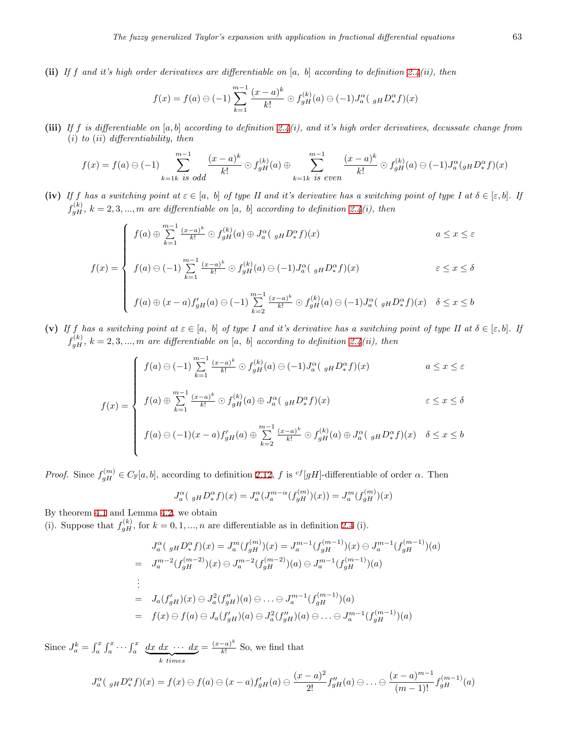**(ii)** *If $f$ and it's high order derivatives are differentiable on $[a,\ b]$ according to definition 2.4(ii), then*

$$f(x) = f(a) \ominus (-1)\sum_{k=1}^{m-1} \frac{(x-a)^k}{k!} \odot f_{gH}^{(k)}(a) \ominus (-1)J_a^{\alpha}(\ _{gH}D_*^{\alpha} f)(x)$$

**(iii)** *If $f$ is differentiable on $[a,b]$ according to definition 2.4(i), and it's high order derivatives, decussate change from (i) to (ii) differentiability, then*

$$f(x) = f(a) \ominus (-1) \sum_{k=1 k \text{ is odd}}^{m-1} \frac{(x-a)^k}{k!} \odot f_{gH}^{(k)}(a) \oplus \sum_{k=1 k \text{ is even}}^{m-1} \frac{(x-a)^k}{k!} \odot f_{gH}^{(k)}(a) \ominus (-1)J_a^{\alpha}(_{gH}D_*^{\alpha} f)(x)$$

**(iv)** *If $f$ has a switching point at $\varepsilon \in [a,\ b]$ of type II and it's derivative has a switching point of type I at $\delta \in [\varepsilon, b]$. If $f_{gH}^{(k)}$, $k = 2, 3, ..., m$ are differentiable on $[a,\ b]$ according to definition 2.4(i), then*

$$f(x) = \begin{cases} f(a) \oplus \sum\limits_{k=1}^{m-1} \frac{(x-a)^k}{k!} \odot f_{gH}^{(k)}(a) \oplus J_a^{\alpha}(\ _{gH}D_*^{\alpha} f)(x) & a \le x \le \varepsilon \\ f(a) \ominus (-1) \sum\limits_{k=1}^{m-1} \frac{(x-a)^k}{k!} \odot f_{gH}^{(k)}(a) \ominus (-1)J_a^{\alpha}(\ _{gH}D_*^{\alpha} f)(x) & \varepsilon \le x \le \delta \\ f(a) \oplus (x-a)f'_{gH}(a) \ominus (-1)\sum\limits_{k=2}^{m-1} \frac{(x-a)^k}{k!} \odot f_{gH}^{(k)}(a) \ominus (-1)J_a^{\alpha}(\ _{gH}D_*^{\alpha} f)(x) & \delta \le x \le b \end{cases}$$

**(v)** *If $f$ has a switching point at $\varepsilon \in [a,\ b]$ of type I and it's derivative has a switching point of type II at $\delta \in [\varepsilon, b]$. If $f_{gH}^{(k)}$, $k = 2, 3, ..., m$ are differentiable on $[a,\ b]$ according to definition 2.4(ii), then*

$$f(x) = \begin{cases} f(a) \ominus (-1) \sum\limits_{k=1}^{m-1} \frac{(x-a)^k}{k!} \odot f_{gH}^{(k)}(a) \ominus (-1)J_a^{\alpha}(\ _{gH}D_*^{\alpha} f)(x) & a \le x \le \varepsilon \\ f(a) \oplus \sum\limits_{k=1}^{m-1} \frac{(x-a)^k}{k!} \odot f_{gH}^{(k)}(a) \oplus J_a^{\alpha}(\ _{gH}D_*^{\alpha} f)(x) & \varepsilon \le x \le \delta \\ f(a) \ominus (-1)(x-a)f'_{gH}(a) \oplus \sum\limits_{k=2}^{m-1} \frac{(x-a)^k}{k!} \odot f_{gH}^{(k)}(a) \oplus J_a^{\alpha}(\ _{gH}D_*^{\alpha} f)(x) & \delta \le x \le b \end{cases}$$

*Proof.* Since $f_{gH}^{(m)} \in C_{\mathbb{F}}[a,b]$, according to definition 2.12, $f$ is ${}^{cf}[gH]$-differentiable of order $\alpha$. Then

$$J_a^{\alpha}(\ _{gH}D_*^{\alpha} f)(x) = J_a^{\alpha}(J_a^{m-\alpha}(f_{gH}^{(m)})(x)) = J_a^{m}(f_{gH}^{(m)})(x)$$

By theorem 4.1 and Lemma 4.2, we obtain
(i). Suppose that $f_{gH}^{(k)}$, for $k = 0, 1, ..., n$ are differentiable as in definition 2.4 (i).

$$\begin{aligned} & J_a^{\alpha}(\ _{gH}D_*^{\alpha} f)(x) = J_a^{m}(f_{gH}^{(m)})(x) = J_a^{m-1}(f_{gH}^{(m-1)})(x) \ominus J_a^{m-1}(f_{gH}^{(m-1)})(a) \\ = \quad & J_a^{m-2}(f_{gH}^{(m-2)})(x) \ominus J_a^{m-2}(f_{gH}^{(m-2)})(a) \ominus J_a^{m-1}(f_{gH}^{(m-1)})(a) \\ & \vdots \\ = \quad & J_a(f'_{gH})(x) \ominus J_a^{2}(f''_{gH})(a) \ominus \ldots \ominus J_a^{m-1}(f_{gH}^{(m-1)})(a) \\ = \quad & f(x) \ominus f(a) \ominus J_a(f'_{gH})(a) \ominus J_a^{2}(f''_{gH})(a) \ominus \ldots \ominus J_a^{m-1}(f_{gH}^{(m-1)})(a) \end{aligned}$$

Since $J_a^k = \int_a^x \int_a^x \cdots \int_a^x \underbrace{dx\ dx\ \cdots\ dx}_{k\ times} = \frac{(x-a)^k}{k!}$ So, we find that

$$J_a^{\alpha}(\ _{gH}D_*^{\alpha} f)(x) = f(x) \ominus f(a) \ominus (x-a)f'_{gH}(a) \ominus \frac{(x-a)^2}{2!} f''_{gH}(a) \ominus \ldots \ominus \frac{(x-a)^{m-1}}{(m-1)!} f_{gH}^{(m-1)}(a)$$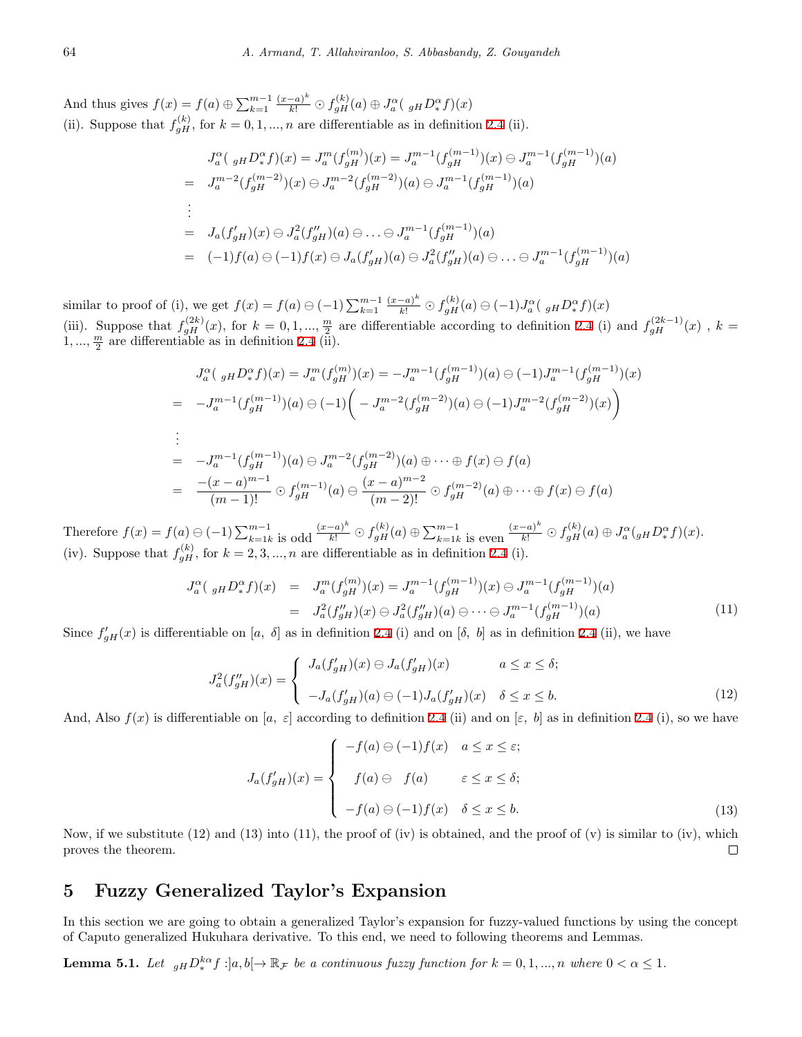And thus gives $f(x) = f(a) \oplus \sum_{k=1}^{m-1} \frac{(x-a)^k}{k!} \odot f_{gH}^{(k)}(a) \oplus J_a^{\alpha}(\,_{gH}D_*^{\alpha} f)(x)$

(ii). Suppose that $f_{gH}^{(k)}$, for $k = 0, 1, ..., n$ are differentiable as in definition 2.4 (ii).

$$
\begin{aligned}
& J_a^{\alpha}(\,_{gH}D_*^{\alpha} f)(x) = J_a^{m}(f_{gH}^{(m)})(x) = J_a^{m-1}(f_{gH}^{(m-1)})(x) \ominus J_a^{m-1}(f_{gH}^{(m-1)})(a) \\
= \;& J_a^{m-2}(f_{gH}^{(m-2)})(x) \ominus J_a^{m-2}(f_{gH}^{(m-2)})(a) \ominus J_a^{m-1}(f_{gH}^{(m-1)})(a) \\
& \vdots \\
= \;& J_a(f'_{gH})(x) \ominus J_a^{2}(f''_{gH})(a) \ominus \ldots \ominus J_a^{m-1}(f_{gH}^{(m-1)})(a) \\
= \;& (-1)f(a) \ominus (-1)f(x) \ominus J_a(f'_{gH})(a) \ominus J_a^{2}(f''_{gH})(a) \ominus \ldots \ominus J_a^{m-1}(f_{gH}^{(m-1)})(a)
\end{aligned}
$$

similar to proof of (i), we get $f(x) = f(a) \ominus (-1) \sum_{k=1}^{m-1} \frac{(x-a)^k}{k!} \odot f_{gH}^{(k)}(a) \ominus (-1) J_a^{\alpha}(\,_{gH}D_*^{\alpha} f)(x)$

(iii). Suppose that $f_{gH}^{(2k)}(x)$, for $k = 0, 1, ..., \frac{m}{2}$ are differentiable according to definition 2.4 (i) and $f_{gH}^{(2k-1)}(x)$ , $k = 1, ..., \frac{m}{2}$ are differentiable as in definition 2.4 (ii).

$$
\begin{aligned}
& J_a^{\alpha}(\,_{gH}D_*^{\alpha} f)(x) = J_a^{m}(f_{gH}^{(m)})(x) = -J_a^{m-1}(f_{gH}^{(m-1)})(a) \ominus (-1) J_a^{m-1}(f_{gH}^{(m-1)})(x) \\
= \;& -J_a^{m-1}(f_{gH}^{(m-1)})(a) \ominus (-1)\Big( -J_a^{m-2}(f_{gH}^{(m-2)})(a) \ominus (-1) J_a^{m-2}(f_{gH}^{(m-2)})(x)\Big) \\
& \vdots \\
= \;& -J_a^{m-1}(f_{gH}^{(m-1)})(a) \ominus J_a^{m-2}(f_{gH}^{(m-2)})(a) \oplus \cdots \oplus f(x) \ominus f(a) \\
= \;& \frac{-(x-a)^{m-1}}{(m-1)!} \odot f_{gH}^{(m-1)}(a) \ominus \frac{(x-a)^{m-2}}{(m-2)!} \odot f_{gH}^{(m-2)}(a) \oplus \cdots \oplus f(x) \ominus f(a)
\end{aligned}
$$

Therefore $f(x) = f(a) \ominus (-1) \sum_{k=1 k \text{ is odd}}^{m-1} \frac{(x-a)^k}{k!} \odot f_{gH}^{(k)}(a) \oplus \sum_{k=1 k \text{ is even}}^{m-1} \frac{(x-a)^k}{k!} \odot f_{gH}^{(k)}(a) \oplus J_a^{\alpha}(_{gH}D_*^{\alpha} f)(x)$.

(iv). Suppose that $f_{gH}^{(k)}$, for $k = 2, 3, ..., n$ are differentiable as in definition 2.4 (i).

$$
\begin{aligned}
J_a^{\alpha}(\,_{gH}D_*^{\alpha} f)(x) &= J_a^{m}(f_{gH}^{(m)})(x) = J_a^{m-1}(f_{gH}^{(m-1)})(x) \ominus J_a^{m-1}(f_{gH}^{(m-1)})(a) \\
&= J_a^{2}(f''_{gH})(x) \ominus J_a^{2}(f''_{gH})(a) \ominus \cdots \ominus J_a^{m-1}(f_{gH}^{(m-1)})(a) \qquad (11)
\end{aligned}
$$

Since $f'_{gH}(x)$ is differentiable on $[a,\ \delta]$ as in definition 2.4 (i) and on $[\delta,\ b]$ as in definition 2.4 (ii), we have

$$
J_a^{2}(f''_{gH})(x) = \begin{cases} J_a(f'_{gH})(x) \ominus J_a(f'_{gH})(x) & a \le x \le \delta; \\[2mm] -J_a(f'_{gH})(a) \ominus (-1) J_a(f'_{gH})(x) & \delta \le x \le b. \end{cases} \qquad (12)
$$

And, Also $f(x)$ is differentiable on $[a,\ \varepsilon]$ according to definition 2.4 (ii) and on $[\varepsilon,\ b]$ as in definition 2.4 (i), so we have

$$
J_a(f'_{gH})(x) = \begin{cases} -f(a) \ominus (-1) f(x) & a \le x \le \varepsilon; \\[2mm] \;\; f(a) \ominus \;\; f(a) & \varepsilon \le x \le \delta; \\[2mm] -f(a) \ominus (-1) f(x) & \delta \le x \le b. \end{cases} \qquad (13)
$$

Now, if we substitute (12) and (13) into (11), the proof of (iv) is obtained, and the proof of (v) is similar to (iv), which proves the theorem. □

## 5 Fuzzy Generalized Taylor's Expansion

In this section we are going to obtain a generalized Taylor's expansion for fuzzy-valued functions by using the concept of Caputo generalized Hukuhara derivative. To this end, we need to following theorems and Lemmas.

**Lemma 5.1.** *Let* $_{gH}D_*^{k\alpha} f : ]a, b[ \to \mathbb{R}_{\mathcal{F}}$ *be a continuous fuzzy function for* $k = 0, 1, ..., n$ *where* $0 < \alpha \le 1$.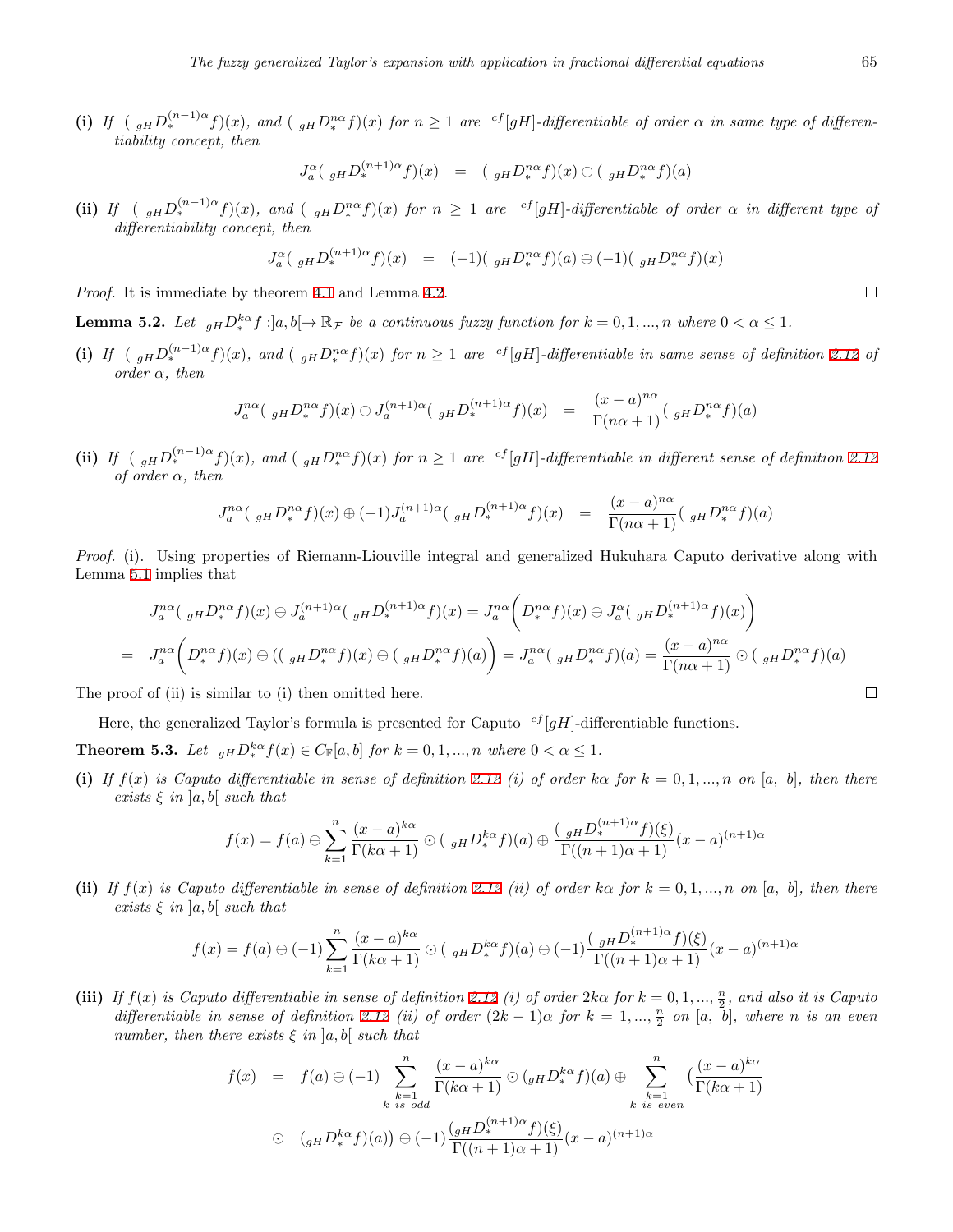**(i)** *If* $({}_{gH}D_*^{(n-1)\alpha}f)(x)$, *and* $({}_{gH}D_*^{n\alpha}f)(x)$ *for* $n \geq 1$ *are* ${}^{cf}[gH]$*-differentiable of order* $\alpha$ *in same type of differentiability concept, then*

$$J_a^{\alpha}({}_{gH}D_*^{(n+1)\alpha}f)(x) \quad = \quad ({}_{gH}D_*^{n\alpha}f)(x) \ominus ({}_{gH}D_*^{n\alpha}f)(a)$$

**(ii)** *If* $({}_{gH}D_*^{(n-1)\alpha}f)(x)$, *and* $({}_{gH}D_*^{n\alpha}f)(x)$ *for* $n \geq 1$ *are* ${}^{cf}[gH]$*-differentiable of order* $\alpha$ *in different type of differentiability concept, then*

$$J_a^{\alpha}({}_{gH}D_*^{(n+1)\alpha}f)(x) \quad = \quad (-1)({}_{gH}D_*^{n\alpha}f)(a) \ominus (-1)({}_{gH}D_*^{n\alpha}f)(x)$$

*Proof.* It is immediate by theorem 4.1 and Lemma 4.2. □

**Lemma 5.2.** *Let* ${}_{gH}D_*^{k\alpha}f : ]a,b[ \to \mathbb{R}_{\mathcal{F}}$ *be a continuous fuzzy function for* $k = 0,1,...,n$ *where* $0 < \alpha \leq 1$.

**(i)** *If* $({}_{gH}D_*^{(n-1)\alpha}f)(x)$, *and* $({}_{gH}D_*^{n\alpha}f)(x)$ *for* $n \geq 1$ *are* ${}^{cf}[gH]$*-differentiable in same sense of definition 2.12 of order* $\alpha$, *then*

$$J_a^{n\alpha}({}_{gH}D_*^{n\alpha}f)(x) \ominus J_a^{(n+1)\alpha}({}_{gH}D_*^{(n+1)\alpha}f)(x) \quad = \quad \frac{(x-a)^{n\alpha}}{\Gamma(n\alpha+1)}({}_{gH}D_*^{n\alpha}f)(a)$$

**(ii)** *If* $({}_{gH}D_*^{(n-1)\alpha}f)(x)$, *and* $({}_{gH}D_*^{n\alpha}f)(x)$ *for* $n \geq 1$ *are* ${}^{cf}[gH]$*-differentiable in different sense of definition 2.12 of order* $\alpha$, *then*

$$J_a^{n\alpha}({}_{gH}D_*^{n\alpha}f)(x) \oplus (-1)J_a^{(n+1)\alpha}({}_{gH}D_*^{(n+1)\alpha}f)(x) \quad = \quad \frac{(x-a)^{n\alpha}}{\Gamma(n\alpha+1)}({}_{gH}D_*^{n\alpha}f)(a)$$

*Proof.* (i). Using properties of Riemann-Liouville integral and generalized Hukuhara Caputo derivative along with Lemma 5.1 implies that

$$J_a^{n\alpha}({}_{gH}D_*^{n\alpha}f)(x) \ominus J_a^{(n+1)\alpha}({}_{gH}D_*^{(n+1)\alpha}f)(x) = J_a^{n\alpha}\bigg(D_*^{n\alpha}f)(x) \ominus J_a^{\alpha}({}_{gH}D_*^{(n+1)\alpha}f)(x)\bigg)$$

$$= \quad J_a^{n\alpha}\bigg(D_*^{n\alpha}f)(x) \ominus (({}_{gH}D_*^{n\alpha}f)(x) \ominus ({}_{gH}D_*^{n\alpha}f)(a)\bigg) = J_a^{n\alpha}({}_{gH}D_*^{n\alpha}f)(a) = \frac{(x-a)^{n\alpha}}{\Gamma(n\alpha+1)} \odot ({}_{gH}D_*^{n\alpha}f)(a)$$

The proof of (ii) is similar to (i) then omitted here. □

Here, the generalized Taylor's formula is presented for Caputo ${}^{cf}[gH]$-differentiable functions.

**Theorem 5.3.** *Let* ${}_{gH}D_*^{k\alpha}f(x) \in C_{\mathbb{F}}[a,b]$ *for* $k = 0,1,...,n$ *where* $0 < \alpha \leq 1$.

**(i)** *If* $f(x)$ *is Caputo differentiable in sense of definition 2.12 (i) of order* $k\alpha$ *for* $k = 0,1,...,n$ *on* $[a,\ b]$, *then there exists* $\xi$ *in* $]a,b[$ *such that*

$$f(x) = f(a) \oplus \sum_{k=1}^{n} \frac{(x-a)^{k\alpha}}{\Gamma(k\alpha+1)} \odot ({}_{gH}D_*^{k\alpha}f)(a) \oplus \frac{({}_{gH}D_*^{(n+1)\alpha}f)(\xi)}{\Gamma((n+1)\alpha+1)}(x-a)^{(n+1)\alpha}$$

**(ii)** *If* $f(x)$ *is Caputo differentiable in sense of definition 2.12 (ii) of order* $k\alpha$ *for* $k = 0,1,...,n$ *on* $[a,\ b]$, *then there exists* $\xi$ *in* $]a,b[$ *such that*

$$f(x) = f(a) \ominus (-1)\sum_{k=1}^{n} \frac{(x-a)^{k\alpha}}{\Gamma(k\alpha+1)} \odot ({}_{gH}D_*^{k\alpha}f)(a) \ominus (-1)\frac{({}_{gH}D_*^{(n+1)\alpha}f)(\xi)}{\Gamma((n+1)\alpha+1)}(x-a)^{(n+1)\alpha}$$

**(iii)** *If* $f(x)$ *is Caputo differentiable in sense of definition 2.12 (i) of order* $2k\alpha$ *for* $k = 0,1,...,\frac{n}{2}$, *and also it is Caputo differentiable in sense of definition 2.12 (ii) of order* $(2k-1)\alpha$ *for* $k = 1,...,\frac{n}{2}$ *on* $[a,\ b]$, *where* $n$ *is an even number, then there exists* $\xi$ *in* $]a,b[$ *such that*

$$\begin{aligned} f(x) \quad &= \quad f(a) \ominus (-1) \sum_{\substack{k=1 \\ k \text{ is odd}}}^{n} \frac{(x-a)^{k\alpha}}{\Gamma(k\alpha+1)} \odot ({}_{gH}D_*^{k\alpha}f)(a) \oplus \sum_{\substack{k=1 \\ k \text{ is even}}}^{n} \Big(\frac{(x-a)^{k\alpha}}{\Gamma(k\alpha+1)} \\ &\odot \quad ({}_{gH}D_*^{k\alpha}f)(a)\Big) \ominus (-1)\frac{({}_{gH}D_*^{(n+1)\alpha}f)(\xi)}{\Gamma((n+1)\alpha+1)}(x-a)^{(n+1)\alpha} \end{aligned}$$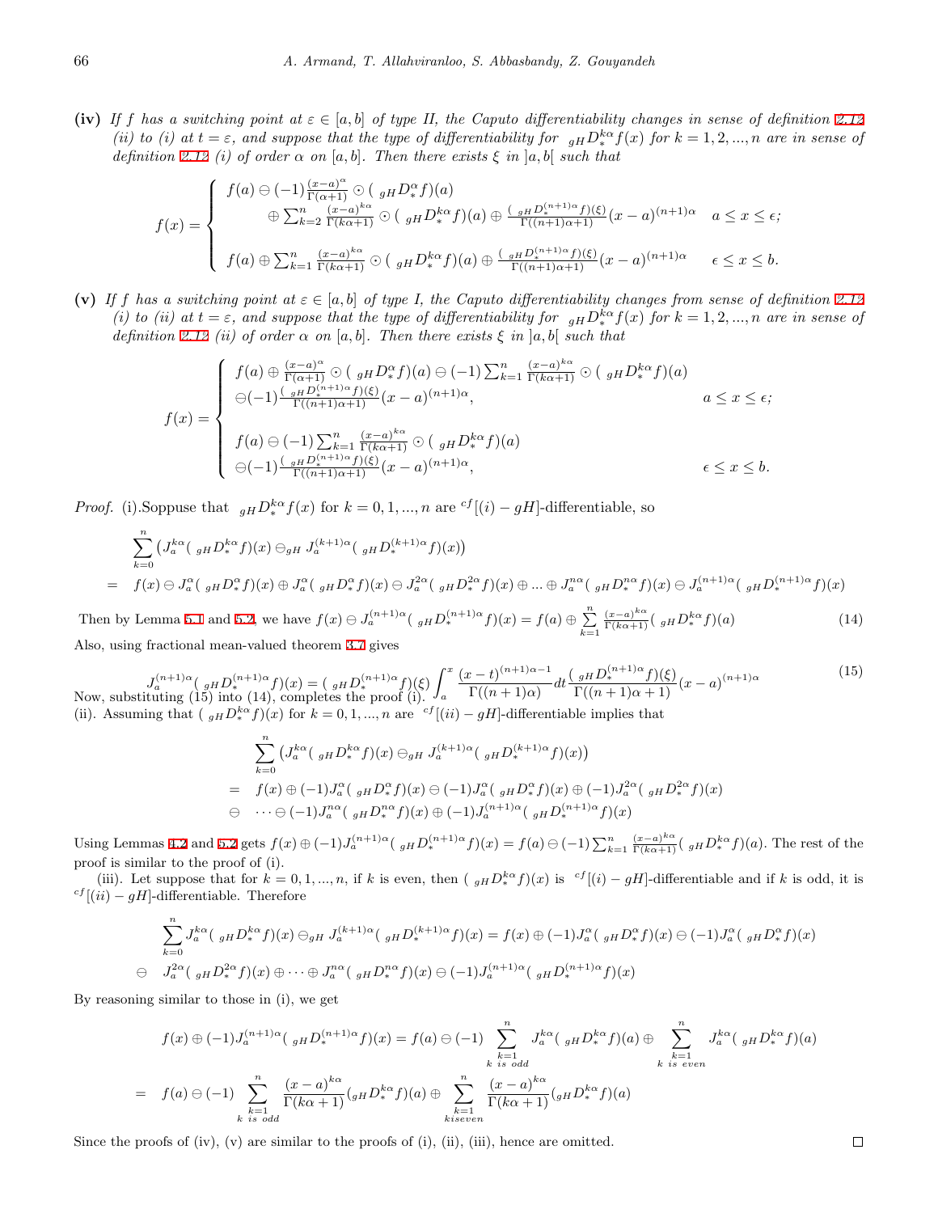**(iv)** *If $f$ has a switching point at $\varepsilon \in [a,b]$ of type II, the Caputo differentiability changes in sense of definition 2.12 (ii) to (i) at $t=\varepsilon$, and suppose that the type of differentiability for ${}_{gH}D_*^{k\alpha} f(x)$ for $k=1,2,...,n$ are in sense of definition 2.12 (i) of order $\alpha$ on $[a,b]$. Then there exists $\xi$ in $]a,b[$ such that*

$$
f(x) = \begin{cases} f(a) \ominus (-1)\frac{(x-a)^\alpha}{\Gamma(\alpha+1)} \odot ({}_{gH}D_*^\alpha f)(a) \\ \qquad \oplus \sum_{k=2}^n \frac{(x-a)^{k\alpha}}{\Gamma(k\alpha+1)} \odot ({}_{gH}D_*^{k\alpha} f)(a) \oplus \frac{({}_{gH}D_*^{(n+1)\alpha} f)(\xi)}{\Gamma((n+1)\alpha+1)}(x-a)^{(n+1)\alpha} & a \le x \le \epsilon; \\ \\ f(a) \oplus \sum_{k=1}^n \frac{(x-a)^{k\alpha}}{\Gamma(k\alpha+1)} \odot ({}_{gH}D_*^{k\alpha} f)(a) \oplus \frac{({}_{gH}D_*^{(n+1)\alpha} f)(\xi)}{\Gamma((n+1)\alpha+1)}(x-a)^{(n+1)\alpha} & \epsilon \le x \le b. \end{cases}
$$

**(v)** *If $f$ has a switching point at $\varepsilon \in [a,b]$ of type I, the Caputo differentiability changes from sense of definition 2.12 (i) to (ii) at $t=\varepsilon$, and suppose that the type of differentiability for ${}_{gH}D_*^{k\alpha} f(x)$ for $k=1,2,...,n$ are in sense of definition 2.12 (ii) of order $\alpha$ on $[a,b]$. Then there exists $\xi$ in $]a,b[$ such that*

$$
f(x) = \begin{cases} f(a) \oplus \frac{(x-a)^\alpha}{\Gamma(\alpha+1)} \odot ({}_{gH}D_*^\alpha f)(a) \ominus (-1)\sum_{k=1}^n \frac{(x-a)^{k\alpha}}{\Gamma(k\alpha+1)} \odot ({}_{gH}D_*^{k\alpha} f)(a) \\ \ominus (-1)\frac{({}_{gH}D_*^{(n+1)\alpha} f)(\xi)}{\Gamma((n+1)\alpha+1)}(x-a)^{(n+1)\alpha}, & a \le x \le \epsilon; \\ \\ f(a) \ominus (-1)\sum_{k=1}^n \frac{(x-a)^{k\alpha}}{\Gamma(k\alpha+1)} \odot ({}_{gH}D_*^{k\alpha} f)(a) \\ \ominus (-1)\frac{({}_{gH}D_*^{(n+1)\alpha} f)(\xi)}{\Gamma((n+1)\alpha+1)}(x-a)^{(n+1)\alpha}, & \epsilon \le x \le b. \end{cases}
$$

*Proof.* (i).Soppuse that ${}_{gH}D_*^{k\alpha} f(x)$ for $k=0,1,...,n$ are ${}^{cf}[(i)-gH]$-differentiable, so

$$
\begin{aligned}
&\sum_{k=0}^n \left( J_a^{k\alpha}({}_{gH}D_*^{k\alpha} f)(x) \ominus_{gH} J_a^{(k+1)\alpha}({}_{gH}D_*^{(k+1)\alpha} f)(x) \right) \\
=\;& f(x) \ominus J_a^{\alpha}({}_{gH}D_*^{\alpha} f)(x) \oplus J_a^{\alpha}({}_{gH}D_*^{\alpha} f)(x) \ominus J_a^{2\alpha}({}_{gH}D_*^{2\alpha} f)(x) \oplus ... \oplus J_a^{n\alpha}({}_{gH}D_*^{n\alpha} f)(x) \ominus J_a^{(n+1)\alpha}({}_{gH}D_*^{(n+1)\alpha} f)(x)
\end{aligned}
$$

Then by Lemma 5.1 and 5.2, we have

$$
f(x) \ominus J_a^{(n+1)\alpha}({}_{gH}D_*^{(n+1)\alpha} f)(x) = f(a) \oplus \sum_{k=1}^n \frac{(x-a)^{k\alpha}}{\Gamma(k\alpha+1)}({}_{gH}D_*^{k\alpha} f)(a) \tag{14}
$$

Also, using fractional mean-valued theorem 3.7 gives

$$
J_a^{(n+1)\alpha}({}_{gH}D_*^{(n+1)\alpha} f)(x) = ({}_{gH}D_*^{(n+1)\alpha} f)(\xi) \int_a^x \frac{(x-t)^{(n+1)\alpha-1}}{\Gamma((n+1)\alpha)} dt \frac{({}_{gH}D_*^{(n+1)\alpha} f)(\xi)}{\Gamma((n+1)\alpha+1)}(x-a)^{(n+1)\alpha} \tag{15}
$$

Now, substituting (15) into (14), completes the proof (i).

(ii). Assuming that $({}_{gH}D_*^{k\alpha} f)(x)$ for $k=0,1,...,n$ are ${}^{cf}[(ii)-gH]$-differentiable implies that

$$
\begin{aligned}
&\sum_{k=0}^n \left( J_a^{k\alpha}({}_{gH}D_*^{k\alpha} f)(x) \ominus_{gH} J_a^{(k+1)\alpha}({}_{gH}D_*^{(k+1)\alpha} f)(x) \right) \\
=\;& f(x) \oplus (-1)J_a^{\alpha}({}_{gH}D_*^{\alpha} f)(x) \ominus (-1)J_a^{\alpha}({}_{gH}D_*^{\alpha} f)(x) \oplus (-1)J_a^{2\alpha}({}_{gH}D_*^{2\alpha} f)(x) \\
\ominus\;& \cdots \ominus (-1)J_a^{n\alpha}({}_{gH}D_*^{n\alpha} f)(x) \oplus (-1)J_a^{(n+1)\alpha}({}_{gH}D_*^{(n+1)\alpha} f)(x)
\end{aligned}
$$

Using Lemmas 4.2 and 5.2 gets $f(x) \oplus (-1)J_a^{(n+1)\alpha}({}_{gH}D_*^{(n+1)\alpha} f)(x) = f(a) \ominus (-1)\sum_{k=1}^n \frac{(x-a)^{k\alpha}}{\Gamma(k\alpha+1)}({}_{gH}D_*^{k\alpha} f)(a)$. The rest of the proof is similar to the proof of (i).

(iii). Let suppose that for $k=0,1,...,n$, if $k$ is even, then $({}_{gH}D_*^{k\alpha} f)(x)$ is ${}^{cf}[(i)-gH]$-differentiable and if $k$ is odd, it is ${}^{cf}[(ii)-gH]$-differentiable. Therefore

$$
\begin{aligned}
&\sum_{k=0}^n J_a^{k\alpha}({}_{gH}D_*^{k\alpha} f)(x) \ominus_{gH} J_a^{(k+1)\alpha}({}_{gH}D_*^{(k+1)\alpha} f)(x) = f(x) \oplus (-1)J_a^{\alpha}({}_{gH}D_*^{\alpha} f)(x) \ominus (-1)J_a^{\alpha}({}_{gH}D_*^{\alpha} f)(x) \\
\ominus\;& J_a^{2\alpha}({}_{gH}D_*^{2\alpha} f)(x) \oplus \cdots \oplus J_a^{n\alpha}({}_{gH}D_*^{n\alpha} f)(x) \ominus (-1)J_a^{(n+1)\alpha}({}_{gH}D_*^{(n+1)\alpha} f)(x)
\end{aligned}
$$

By reasoning similar to those in (i), we get

$$
\begin{aligned}
& f(x) \oplus (-1)J_a^{(n+1)\alpha}({}_{gH}D_*^{(n+1)\alpha} f)(x) = f(a) \ominus (-1) \sum_{\substack{k=1 \\ k \text{ is odd}}}^n J_a^{k\alpha}({}_{gH}D_*^{k\alpha} f)(a) \oplus \sum_{\substack{k=1 \\ k \text{ is even}}}^n J_a^{k\alpha}({}_{gH}D_*^{k\alpha} f)(a) \\
=\;& f(a) \ominus (-1) \sum_{\substack{k=1 \\ k \text{ is odd}}}^n \frac{(x-a)^{k\alpha}}{\Gamma(k\alpha+1)}({}_{gH}D_*^{k\alpha} f)(a) \oplus \sum_{\substack{k=1 \\ k \text{ is even}}}^n \frac{(x-a)^{k\alpha}}{\Gamma(k\alpha+1)}({}_{gH}D_*^{k\alpha} f)(a)
\end{aligned}
$$

Since the proofs of (iv), (v) are similar to the proofs of (i), (ii), (iii), hence are omitted. □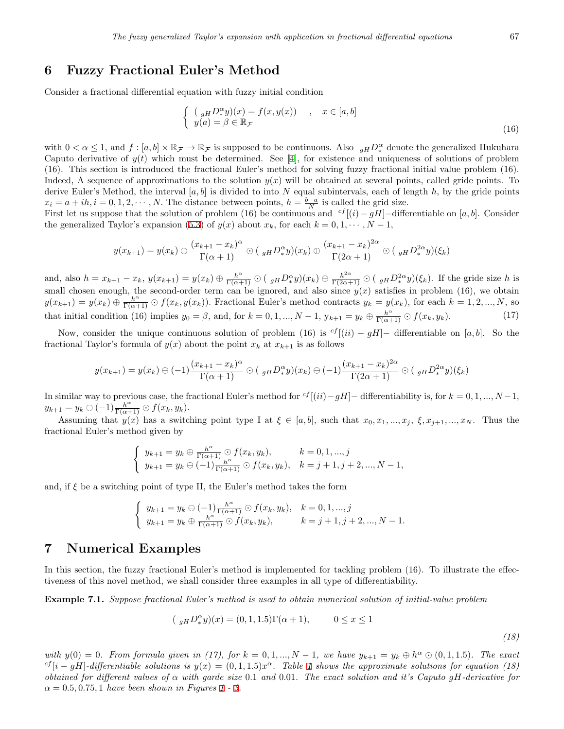## 6 Fuzzy Fractional Euler's Method

Consider a fractional differential equation with fuzzy initial condition

$$\begin{cases} ({}_{gH}D_*^\alpha y)(x) = f(x, y(x)) \quad , \quad x \in [a, b] \\ y(a) = \beta \in \mathbb{R}_\mathcal{F} \end{cases} \tag{16}$$

with $0 < \alpha \leq 1$, and $f : [a, b] \times \mathbb{R}_\mathcal{F} \to \mathbb{R}_\mathcal{F}$ is supposed to be continuous. Also ${}_{gH}D_*^\alpha$ denote the generalized Hukuhara Caputo derivative of $y(t)$ which must be determined. See [4], for existence and uniqueness of solutions of problem (16). This section is introduced the fractional Euler's method for solving fuzzy fractional initial value problem (16). Indeed, A sequence of approximations to the solution $y(x)$ will be obtained at several points, called gride points. To derive Euler's Method, the interval $[a, b]$ is divided to into $N$ equal subintervals, each of length $h$, by the gride points $x_i = a + ih, i = 0, 1, 2, \cdots, N$. The distance between points, $h = \frac{b-a}{N}$ is called the grid size.

First let us suppose that the solution of problem (16) be continuous and ${}^{cf}[(i) - gH]-$differentiable on $[a, b]$. Consider the generalized Taylor's expansion (5.3) of $y(x)$ about $x_k$, for each $k = 0, 1, \cdots, N - 1$,

$$y(x_{k+1}) = y(x_k) \oplus \frac{(x_{k+1} - x_k)^\alpha}{\Gamma(\alpha + 1)} \odot ({}_{gH}D_*^\alpha y)(x_k) \oplus \frac{(x_{k+1} - x_k)^{2\alpha}}{\Gamma(2\alpha + 1)} \odot ({}_{gH}D_*^{2\alpha} y)(\xi_k)$$

and, also $h = x_{k+1} - x_k$, $y(x_{k+1}) = y(x_k) \oplus \frac{h^\alpha}{\Gamma(\alpha+1)} \odot ({}_{gH}D_*^\alpha y)(x_k) \oplus \frac{h^{2\alpha}}{\Gamma(2\alpha+1)} \odot ({}_{gH}D_*^{2\alpha} y)(\xi_k)$. If the gride size $h$ is small chosen enough, the second-order term can be ignored, and also since $y(x)$ satisfies in problem (16), we obtain $y(x_{k+1}) = y(x_k) \oplus \frac{h^\alpha}{\Gamma(\alpha+1)} \odot f(x_k, y(x_k))$. Fractional Euler's method contracts $y_k = y(x_k)$, for each $k = 1, 2, ..., N$, so that initial condition (16) implies $y_0 = \beta$, and, for $k = 0, 1, ..., N - 1$, $y_{k+1} = y_k \oplus \frac{h^\alpha}{\Gamma(\alpha+1)} \odot f(x_k, y_k)$. (17)

Now, consider the unique continuous solution of problem (16) is ${}^{cf}[(ii) - gH]-$ differentiable on $[a, b]$. So the fractional Taylor's formula of $y(x)$ about the point $x_k$ at $x_{k+1}$ is as follows

$$y(x_{k+1}) = y(x_k) \ominus (-1)\frac{(x_{k+1} - x_k)^\alpha}{\Gamma(\alpha + 1)} \odot ({}_{gH}D_*^\alpha y)(x_k) \ominus (-1)\frac{(x_{k+1} - x_k)^{2\alpha}}{\Gamma(2\alpha + 1)} \odot ({}_{gH}D_*^{2\alpha} y)(\xi_k)$$

In similar way to previous case, the fractional Euler's method for ${}^{cf}[(ii)-gH]-$ differentiability is, for $k = 0, 1, ..., N-1$, $y_{k+1} = y_k \ominus (-1)\frac{h^\alpha}{\Gamma(\alpha+1)} \odot f(x_k, y_k)$.

Assuming that $y(x)$ has a switching point type I at $\xi \in [a, b]$, such that $x_0, x_1, ..., x_j, \xi, x_{j+1}, ..., x_N$. Thus the fractional Euler's method given by

$$\begin{cases} y_{k+1} = y_k \oplus \frac{h^\alpha}{\Gamma(\alpha+1)} \odot f(x_k, y_k), & k = 0, 1, ..., j \\ y_{k+1} = y_k \ominus (-1)\frac{h^\alpha}{\Gamma(\alpha+1)} \odot f(x_k, y_k), & k = j + 1, j + 2, ..., N - 1, \end{cases}$$

and, if $\xi$ be a switching point of type II, the Euler's method takes the form

$$\begin{cases} y_{k+1} = y_k \ominus (-1)\frac{h^\alpha}{\Gamma(\alpha+1)} \odot f(x_k, y_k), & k = 0, 1, ..., j \\ y_{k+1} = y_k \oplus \frac{h^\alpha}{\Gamma(\alpha+1)} \odot f(x_k, y_k), & k = j + 1, j + 2, ..., N - 1. \end{cases}$$

## 7 Numerical Examples

In this section, the fuzzy fractional Euler's method is implemented for tackling problem (16). To illustrate the effectiveness of this novel method, we shall consider three examples in all type of differentiability.

**Example 7.1.** *Suppose fractional Euler's method is used to obtain numerical solution of initial-value problem*

$$({}_{gH}D_*^\alpha y)(x) = (0, 1, 1.5)\Gamma(\alpha + 1), \qquad 0 \leq x \leq 1 \tag{18}$$

*with $y(0) = 0$. From formula given in (17), for $k = 0, 1, ..., N - 1$, we have $y_{k+1} = y_k \oplus h^\alpha \odot (0, 1, 1.5)$. The exact ${}^{cf}[i - gH]$-differentiable solutions is $y(x) = (0, 1, 1.5)x^\alpha$. Table 1 shows the approximate solutions for equation (18) obtained for different values of $\alpha$ with garde size 0.1 and 0.01. The exact solution and it's Caputo gH-derivative for $\alpha = 0.5, 0.75, 1$ have been shown in Figures 1 - 3.*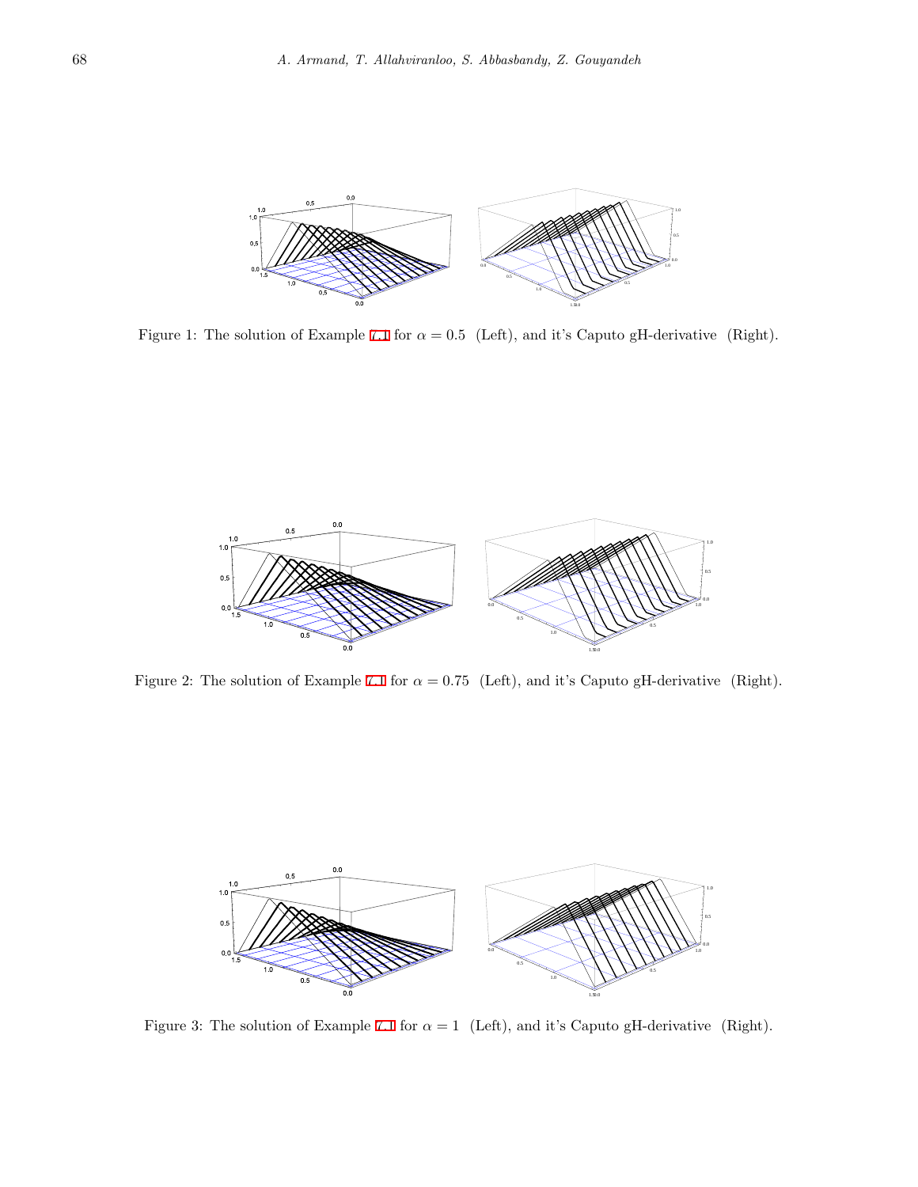Figure 1: The solution of Example 7.1 for $\alpha = 0.5$ (Left), and it's Caputo gH-derivative (Right).

Figure 2: The solution of Example 7.1 for $\alpha = 0.75$ (Left), and it's Caputo gH-derivative (Right).

Figure 3: The solution of Example 7.1 for $\alpha = 1$ (Left), and it's Caputo gH-derivative (Right).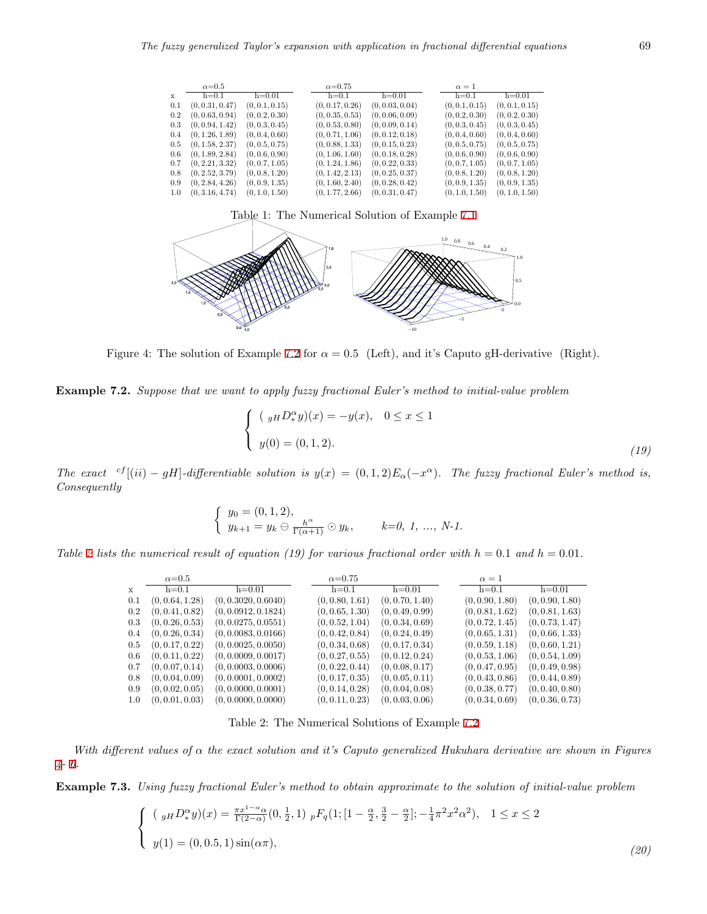| x | α=0.5 | | α=0.75 | | α = 1 | |
|---|---|---|---|---|---|---|
| | h=0.1 | h=0.01 | h=0.1 | h=0.01 | h=0.1 | h=0.01 |
| 0.1 | $(0, 0.31, 0.47)$ | $(0, 0.1, 0.15)$ | $(0, 0.17, 0.26)$ | $(0, 0.03, 0.04)$ | $(0, 0.1, 0.15)$ | $(0, 0.1, 0.15)$ |
| 0.2 | $(0, 0.63, 0.94)$ | $(0, 0.2, 0.30)$ | $(0, 0.35, 0.53)$ | $(0, 0.06, 0.09)$ | $(0, 0.2, 0.30)$ | $(0, 0.2, 0.30)$ |
| 0.3 | $(0, 0.94, 1.42)$ | $(0, 0.3, 0.45)$ | $(0, 0.53, 0.80)$ | $(0, 0.09, 0.14)$ | $(0, 0.3, 0.45)$ | $(0, 0.3, 0.45)$ |
| 0.4 | $(0, 1.26, 1.89)$ | $(0, 0.4, 0.60)$ | $(0, 0.71, 1.06)$ | $(0, 0.12, 0.18)$ | $(0, 0.4, 0.60)$ | $(0, 0.4, 0.60)$ |
| 0.5 | $(0, 1.58, 2.37)$ | $(0, 0.5, 0.75)$ | $(0, 0.88, 1.33)$ | $(0, 0.15, 0.23)$ | $(0, 0.5, 0.75)$ | $(0, 0.5, 0.75)$ |
| 0.6 | $(0, 1.89, 2.84)$ | $(0, 0.6, 0.90)$ | $(0, 1.06, 1.60)$ | $(0, 0.18, 0.28)$ | $(0, 0.6, 0.90)$ | $(0, 0.6, 0.90)$ |
| 0.7 | $(0, 2.21, 3.32)$ | $(0, 0.7, 1.05)$ | $(0, 1.24, 1.86)$ | $(0, 0.22, 0.33)$ | $(0, 0.7, 1.05)$ | $(0, 0.7, 1.05)$ |
| 0.8 | $(0, 2.52, 3.79)$ | $(0, 0.8, 1.20)$ | $(0, 1.42, 2.13)$ | $(0, 0.25, 0.37)$ | $(0, 0.8, 1.20)$ | $(0, 0.8, 1.20)$ |
| 0.9 | $(0, 2.84, 4.26)$ | $(0, 0.9, 1.35)$ | $(0, 1.60, 2.40)$ | $(0, 0.28, 0.42)$ | $(0, 0.9, 1.35)$ | $(0, 0.9, 1.35)$ |
| 1.0 | $(0, 3.16, 4.74)$ | $(0, 1.0, 1.50)$ | $(0, 1.77, 2.66)$ | $(0, 0.31, 0.47)$ | $(0, 1.0, 1.50)$ | $(0, 1.0, 1.50)$ |

Table 1: The Numerical Solution of Example 7.1

Figure 4: The solution of Example 7.2 for $\alpha = 0.5$ (Left), and it's Caputo gH-derivative (Right).

**Example 7.2.** *Suppose that we want to apply fuzzy fractional Euler's method to initial-value problem*

$$\begin{cases} ({}_{gH}D_*^\alpha y)(x) = -y(x), \quad 0 \le x \le 1 \\ \\ y(0) = (0, 1, 2). \end{cases} \tag{19}$$

*The exact* ${}^{cf}[(ii) - gH]$*-differentiable solution is* $y(x) = (0, 1, 2)E_\alpha(-x^\alpha)$. *The fuzzy fractional Euler's method is, Consequently*

$$\begin{cases} y_0 = (0, 1, 2), \\ y_{k+1} = y_k \ominus \frac{h^\alpha}{\Gamma(\alpha+1)} \odot y_k, \qquad k=0,\ 1,\ \ldots,\ N\text{-}1. \end{cases}$$

*Table 2 lists the numerical result of equation (19) for various fractional order with* $h = 0.1$ *and* $h = 0.01$.

| x | α=0.5 | | α=0.75 | | α = 1 | |
|---|---|---|---|---|---|---|
| | h=0.1 | h=0.01 | h=0.1 | h=0.01 | h=0.1 | h=0.01 |
| 0.1 | $(0, 0.64, 1.28)$ | $(0, 0.3020, 0.6040)$ | $(0, 0.80, 1.61)$ | $(0, 0.70, 1.40)$ | $(0, 0.90, 1.80)$ | $(0, 0.90, 1.80)$ |
| 0.2 | $(0, 0.41, 0.82)$ | $(0, 0.0912, 0.1824)$ | $(0, 0.65, 1.30)$ | $(0, 0.49, 0.99)$ | $(0, 0.81, 1.62)$ | $(0, 0.81, 1.63)$ |
| 0.3 | $(0, 0.26, 0.53)$ | $(0, 0.0275, 0.0551)$ | $(0, 0.52, 1.04)$ | $(0, 0.34, 0.69)$ | $(0, 0.72, 1.45)$ | $(0, 0.73, 1.47)$ |
| 0.4 | $(0, 0.26, 0.34)$ | $(0, 0.0083, 0.0166)$ | $(0, 0.42, 0.84)$ | $(0, 0.24, 0.49)$ | $(0, 0.65, 1.31)$ | $(0, 0.66, 1.33)$ |
| 0.5 | $(0, 0.17, 0.22)$ | $(0, 0.0025, 0.0050)$ | $(0, 0.34, 0.68)$ | $(0, 0.17, 0.34)$ | $(0, 0.59, 1.18)$ | $(0, 0.60, 1.21)$ |
| 0.6 | $(0, 0.11, 0.22)$ | $(0, 0.0009, 0.0017)$ | $(0, 0.27, 0.55)$ | $(0, 0.12, 0.24)$ | $(0, 0.53, 1.06)$ | $(0, 0.54, 1.09)$ |
| 0.7 | $(0, 0.07, 0.14)$ | $(0, 0.0003, 0.0006)$ | $(0, 0.22, 0.44)$ | $(0, 0.08, 0.17)$ | $(0, 0.47, 0.95)$ | $(0, 0.49, 0.98)$ |
| 0.8 | $(0, 0.04, 0.09)$ | $(0, 0.0001, 0.0002)$ | $(0, 0.17, 0.35)$ | $(0, 0.05, 0.11)$ | $(0, 0.43, 0.86)$ | $(0, 0.44, 0.89)$ |
| 0.9 | $(0, 0.02, 0.05)$ | $(0, 0.0000, 0.0001)$ | $(0, 0.14, 0.28)$ | $(0, 0.04, 0.08)$ | $(0, 0.38, 0.77)$ | $(0, 0.40, 0.80)$ |
| 1.0 | $(0, 0.01, 0.03)$ | $(0, 0.0000, 0.0000)$ | $(0, 0.11, 0.23)$ | $(0, 0.03, 0.06)$ | $(0, 0.34, 0.69)$ | $(0, 0.36, 0.73)$ |

Table 2: The Numerical Solutions of Example 7.2

*With different values of* $\alpha$ *the exact solution and it's Caputo generalized Hukuhara derivative are shown in Figures 4- 6.*

**Example 7.3.** *Using fuzzy fractional Euler's method to obtain approximate to the solution of initial-value problem*

$$\begin{cases} ({}_{gH}D_*^\alpha y)(x) = \frac{\pi x^{1-\alpha}\alpha}{\Gamma(2-\alpha)}(0, \frac{1}{2}, 1)\ {}_pF_q(1; [1 - \frac{\alpha}{2}, \frac{3}{2} - \frac{\alpha}{2}]; -\frac{1}{4}\pi^2 x^2 \alpha^2), \quad 1 \le x \le 2 \\ \\ y(1) = (0, 0.5, 1)\sin(\alpha\pi), \end{cases} \tag{20}$$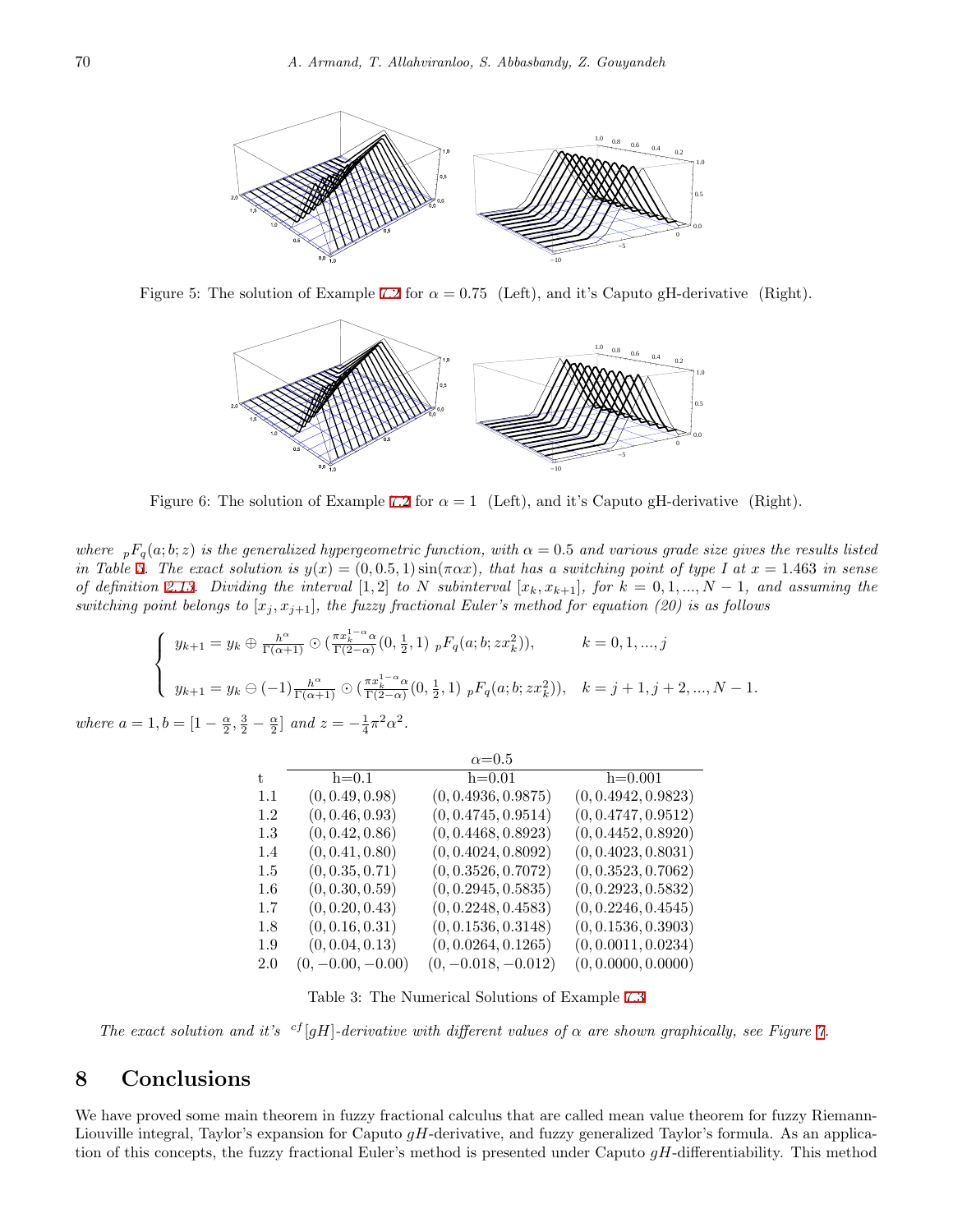Figure 5: The solution of Example 7.2 for $\alpha = 0.75$ (Left), and it's Caputo gH-derivative (Right).

Figure 6: The solution of Example 7.2 for $\alpha = 1$ (Left), and it's Caputo gH-derivative (Right).

*where ${}_pF_q(a;b;z)$ is the generalized hypergeometric function, with $\alpha = 0.5$ and various grade size gives the results listed in Table 3. The exact solution is $y(x) = (0, 0.5, 1)\sin(\pi\alpha x)$, that has a switching point of type I at $x = 1.463$ in sense of definition 2.13. Dividing the interval $[1, 2]$ to $N$ subinterval $[x_k, x_{k+1}]$, for $k = 0, 1, ..., N-1$, and assuming the switching point belongs to $[x_j, x_{j+1}]$, the fuzzy fractional Euler's method for equation (20) is as follows*

$$
\begin{cases}
y_{k+1} = y_k \oplus \frac{h^\alpha}{\Gamma(\alpha+1)} \odot (\frac{\pi x_k^{1-\alpha}\alpha}{\Gamma(2-\alpha)}(0, \frac{1}{2}, 1)\ {}_pF_q(a;b;zx_k^2)), & k = 0, 1, ..., j \\
y_{k+1} = y_k \ominus (-1)\frac{h^\alpha}{\Gamma(\alpha+1)} \odot (\frac{\pi x_k^{1-\alpha}\alpha}{\Gamma(2-\alpha)}(0, \frac{1}{2}, 1)\ {}_pF_q(a;b;zx_k^2)), & k = j+1, j+2, ..., N-1.
\end{cases}
$$

*where $a = 1, b = [1 - \frac{\alpha}{2}, \frac{3}{2} - \frac{\alpha}{2}]$ and $z = -\frac{1}{4}\pi^2\alpha^2$.*

| | $\alpha$=0.5 | | |
|---|---|---|---|
| t | h=0.1 | h=0.01 | h=0.001 |
| 1.1 | $(0, 0.49, 0.98)$ | $(0, 0.4936, 0.9875)$ | $(0, 0.4942, 0.9823)$ |
| 1.2 | $(0, 0.46, 0.93)$ | $(0, 0.4745, 0.9514)$ | $(0, 0.4747, 0.9512)$ |
| 1.3 | $(0, 0.42, 0.86)$ | $(0, 0.4468, 0.8923)$ | $(0, 0.4452, 0.8920)$ |
| 1.4 | $(0, 0.41, 0.80)$ | $(0, 0.4024, 0.8092)$ | $(0, 0.4023, 0.8031)$ |
| 1.5 | $(0, 0.35, 0.71)$ | $(0, 0.3526, 0.7072)$ | $(0, 0.3523, 0.7062)$ |
| 1.6 | $(0, 0.30, 0.59)$ | $(0, 0.2945, 0.5835)$ | $(0, 0.2923, 0.5832)$ |
| 1.7 | $(0, 0.20, 0.43)$ | $(0, 0.2248, 0.4583)$ | $(0, 0.2246, 0.4545)$ |
| 1.8 | $(0, 0.16, 0.31)$ | $(0, 0.1536, 0.3148)$ | $(0, 0.1536, 0.3903)$ |
| 1.9 | $(0, 0.04, 0.13)$ | $(0, 0.0264, 0.1265)$ | $(0, 0.0011, 0.0234)$ |
| 2.0 | $(0, -0.00, -0.00)$ | $(0, -0.018, -0.012)$ | $(0, 0.0000, 0.0000)$ |

Table 3: The Numerical Solutions of Example 7.3

*The exact solution and it's ${}^{cf}[gH]$-derivative with different values of $\alpha$ are shown graphically, see Figure 7.*

# 8 Conclusions

We have proved some main theorem in fuzzy fractional calculus that are called mean value theorem for fuzzy Riemann-Liouville integral, Taylor's expansion for Caputo $gH$-derivative, and fuzzy generalized Taylor's formula. As an application of this concepts, the fuzzy fractional Euler's method is presented under Caputo $gH$-differentiability. This method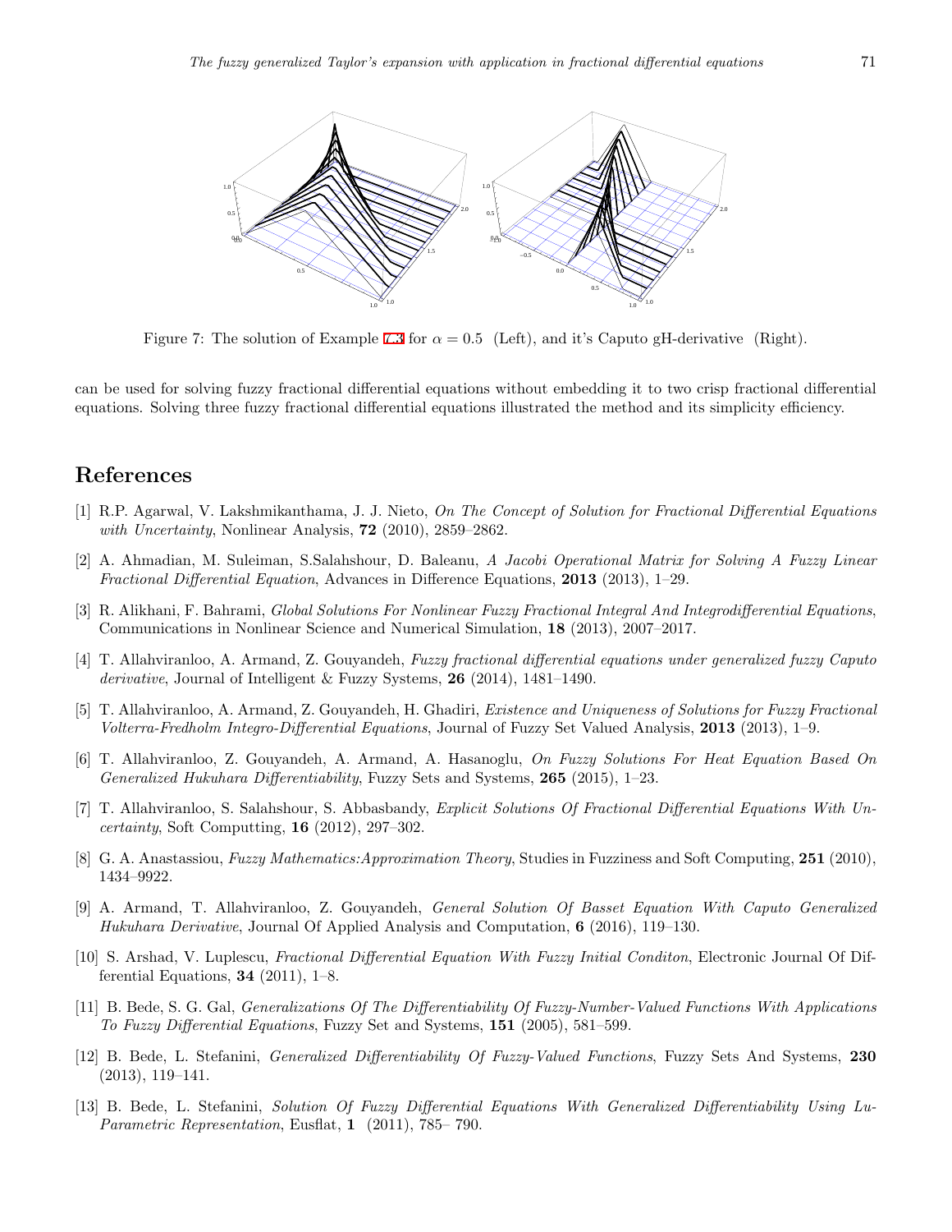Figure 7: The solution of Example 7.3 for $\alpha = 0.5$ (Left), and it's Caputo gH-derivative (Right).

can be used for solving fuzzy fractional differential equations without embedding it to two crisp fractional differential equations. Solving three fuzzy fractional differential equations illustrated the method and its simplicity efficiency.

## References

[1] R.P. Agarwal, V. Lakshmikanthama, J. J. Nieto, *On The Concept of Solution for Fractional Differential Equations with Uncertainty*, Nonlinear Analysis, **72** (2010), 2859–2862.

[2] A. Ahmadian, M. Suleiman, S.Salahshour, D. Baleanu, *A Jacobi Operational Matrix for Solving A Fuzzy Linear Fractional Differential Equation*, Advances in Difference Equations, **2013** (2013), 1–29.

[3] R. Alikhani, F. Bahrami, *Global Solutions For Nonlinear Fuzzy Fractional Integral And Integrodifferential Equations*, Communications in Nonlinear Science and Numerical Simulation, **18** (2013), 2007–2017.

[4] T. Allahviranloo, A. Armand, Z. Gouyandeh, *Fuzzy fractional differential equations under generalized fuzzy Caputo derivative*, Journal of Intelligent & Fuzzy Systems, **26** (2014), 1481–1490.

[5] T. Allahviranloo, A. Armand, Z. Gouyandeh, H. Ghadiri, *Existence and Uniqueness of Solutions for Fuzzy Fractional Volterra-Fredholm Integro-Differential Equations*, Journal of Fuzzy Set Valued Analysis, **2013** (2013), 1–9.

[6] T. Allahviranloo, Z. Gouyandeh, A. Armand, A. Hasanoglu, *On Fuzzy Solutions For Heat Equation Based On Generalized Hukuhara Differentiability*, Fuzzy Sets and Systems, **265** (2015), 1–23.

[7] T. Allahviranloo, S. Salahshour, S. Abbasbandy, *Explicit Solutions Of Fractional Differential Equations With Uncertainty*, Soft Computting, **16** (2012), 297–302.

[8] G. A. Anastassiou, *Fuzzy Mathematics:Approximation Theory*, Studies in Fuzziness and Soft Computing, **251** (2010), 1434–9922.

[9] A. Armand, T. Allahviranloo, Z. Gouyandeh, *General Solution Of Basset Equation With Caputo Generalized Hukuhara Derivative*, Journal Of Applied Analysis and Computation, **6** (2016), 119–130.

[10] S. Arshad, V. Luplescu, *Fractional Differential Equation With Fuzzy Initial Conditon*, Electronic Journal Of Differential Equations, **34** (2011), 1–8.

[11] B. Bede, S. G. Gal, *Generalizations Of The Differentiability Of Fuzzy-Number-Valued Functions With Applications To Fuzzy Differential Equations*, Fuzzy Set and Systems, **151** (2005), 581–599.

[12] B. Bede, L. Stefanini, *Generalized Differentiability Of Fuzzy-Valued Functions*, Fuzzy Sets And Systems, **230** (2013), 119–141.

[13] B. Bede, L. Stefanini, *Solution Of Fuzzy Differential Equations With Generalized Differentiability Using Lu-Parametric Representation*, Eusflat, **1** (2011), 785– 790.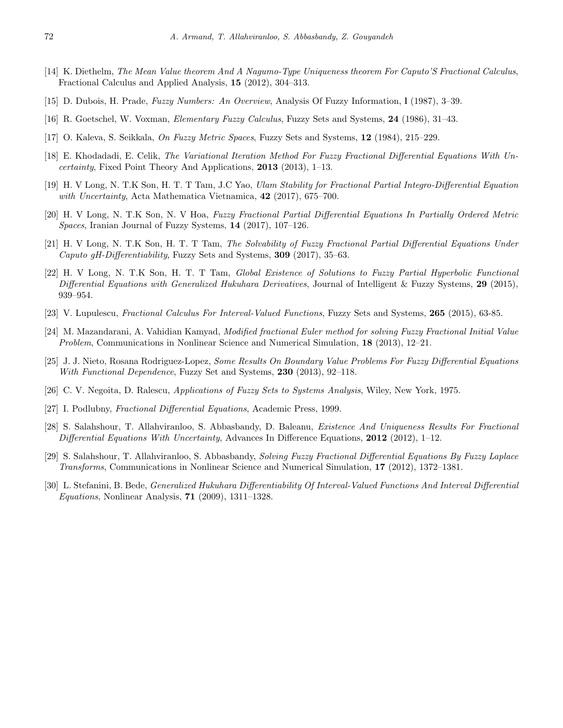[14] K. Diethelm, *The Mean Value theorem And A Nagumo-Type Uniqueness theorem For Caputo'S Fractional Calculus*, Fractional Calculus and Applied Analysis, **15** (2012), 304–313.

[15] D. Dubois, H. Prade, *Fuzzy Numbers: An Overview*, Analysis Of Fuzzy Information, **l** (1987), 3–39.

[16] R. Goetschel, W. Voxman, *Elementary Fuzzy Calculus*, Fuzzy Sets and Systems, **24** (1986), 31–43.

[17] O. Kaleva, S. Seikkala, *On Fuzzy Metric Spaces*, Fuzzy Sets and Systems, **12** (1984), 215–229.

[18] E. Khodadadi, E. Celik, *The Variational Iteration Method For Fuzzy Fractional Differential Equations With Uncertainty*, Fixed Point Theory And Applications, **2013** (2013), 1–13.

[19] H. V Long, N. T.K Son, H. T. T Tam, J.C Yao, *Ulam Stability for Fractional Partial Integro-Differential Equation with Uncertainty*, Acta Mathematica Vietnamica, **42** (2017), 675–700.

[20] H. V Long, N. T.K Son, N. V Hoa, *Fuzzy Fractional Partial Differential Equations In Partially Ordered Metric Spaces*, Iranian Journal of Fuzzy Systems, **14** (2017), 107–126.

[21] H. V Long, N. T.K Son, H. T. T Tam, *The Solvability of Fuzzy Fractional Partial Differential Equations Under Caputo gH-Differentiability*, Fuzzy Sets and Systems, **309** (2017), 35–63.

[22] H. V Long, N. T.K Son, H. T. T Tam, *Global Existence of Solutions to Fuzzy Partial Hyperbolic Functional Differential Equations with Generalized Hukuhara Derivatives*, Journal of Intelligent & Fuzzy Systems, **29** (2015), 939–954.

[23] V. Lupulescu, *Fractional Calculus For Interval-Valued Functions*, Fuzzy Sets and Systems, **265** (2015), 63-85.

[24] M. Mazandarani, A. Vahidian Kamyad, *Modified fractional Euler method for solving Fuzzy Fractional Initial Value Problem*, Communications in Nonlinear Science and Numerical Simulation, **18** (2013), 12–21.

[25] J. J. Nieto, Rosana Rodriguez-Lopez, *Some Results On Boundary Value Problems For Fuzzy Differential Equations With Functional Dependence*, Fuzzy Set and Systems, **230** (2013), 92–118.

[26] C. V. Negoita, D. Ralescu, *Applications of Fuzzy Sets to Systems Analysis*, Wiley, New York, 1975.

[27] I. Podlubny, *Fractional Differential Equations*, Academic Press, 1999.

[28] S. Salahshour, T. Allahviranloo, S. Abbasbandy, D. Baleanu, *Existence And Uniqueness Results For Fractional Differential Equations With Uncertainty*, Advances In Difference Equations, **2012** (2012), 1–12.

[29] S. Salahshour, T. Allahviranloo, S. Abbasbandy, *Solving Fuzzy Fractional Differential Equations By Fuzzy Laplace Transforms*, Communications in Nonlinear Science and Numerical Simulation, **17** (2012), 1372–1381.

[30] L. Stefanini, B. Bede, *Generalized Hukuhara Differentiability Of Interval-Valued Functions And Interval Differential Equations*, Nonlinear Analysis, **71** (2009), 1311–1328.